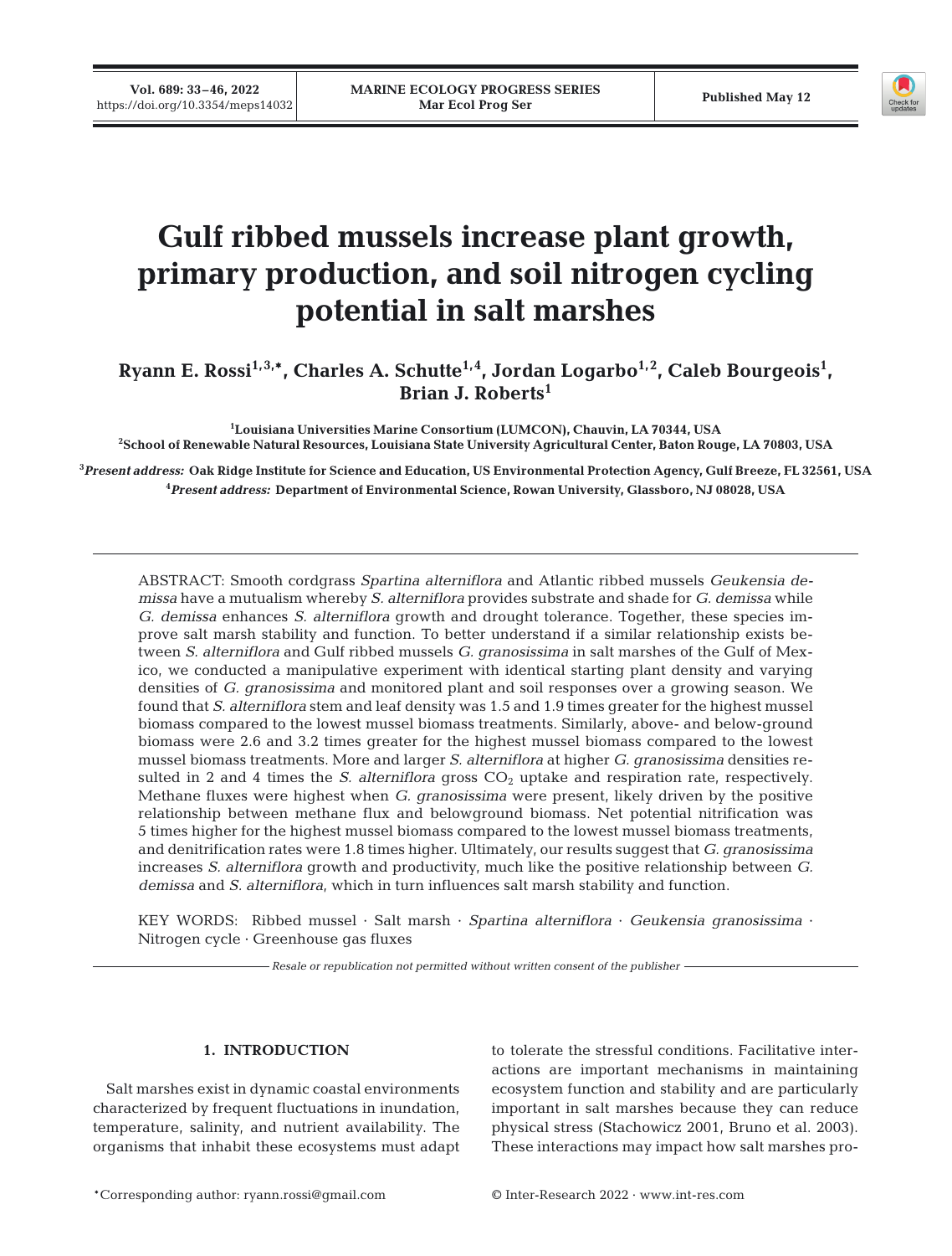# Gulf ribbed mussels increase plant growth, primary production, and soil nitrogen cycling potential in salt marshes

**Ryann E. Rossi[1,3,*], Charles A. Schutte[1,4], Jordan Logarbo[1,2], Caleb Bourgeois[1], Brian J. Roberts[1]**

[1]Louisiana Universities Marine Consortium (LUMCON), Chauvin, LA 70344, USA
[2]School of Renewable Natural Resources, Louisiana State University Agricultural Center, Baton Rouge, LA 70803, USA

[3]*Present address:* Oak Ridge Institute for Science and Education, US Environmental Protection Agency, Gulf Breeze, FL 32561, USA
[4]*Present address:* Department of Environmental Science, Rowan University, Glassboro, NJ 08028, USA

ABSTRACT: Smooth cordgrass *Spartina alterniflora* and Atlantic ribbed mussels *Geukensia demissa* have a mutualism whereby *S. alterniflora* provides substrate and shade for *G. demissa* while *G. demissa* enhances *S. alterniflora* growth and drought tolerance. Together, these species improve salt marsh stability and function. To better understand if a similar relationship exists between *S. alterniflora* and Gulf ribbed mussels *G. granosissima* in salt marshes of the Gulf of Mexico, we conducted a manipulative experiment with identical starting plant density and varying densities of *G. granosissima* and monitored plant and soil responses over a growing season. We found that *S. alterniflora* stem and leaf density was 1.5 and 1.9 times greater for the highest mussel biomass compared to the lowest mussel biomass treatments. Similarly, above- and below-ground biomass were 2.6 and 3.2 times greater for the highest mussel biomass compared to the lowest mussel biomass treatments. More and larger *S. alterniflora* at higher *G. granosissima* densities resulted in 2 and 4 times the *S. alterniflora* gross $CO_2$ uptake and respiration rate, respectively. Methane fluxes were highest when *G. granosissima* were present, likely driven by the positive relationship between methane flux and belowground biomass. Net potential nitrification was 5 times higher for the highest mussel biomass compared to the lowest mussel biomass treatments, and denitrification rates were 1.8 times higher. Ultimately, our results suggest that *G. granosissima* increases *S. alterniflora* growth and productivity, much like the positive relationship between *G. demissa* and *S. alterniflora*, which in turn influences salt marsh stability and function.

KEY WORDS: Ribbed mussel · Salt marsh · *Spartina alterniflora* · *Geukensia granosissima* · Nitrogen cycle · Greenhouse gas fluxes

*Resale or republication not permitted without written consent of the publisher*

## 1. INTRODUCTION

Salt marshes exist in dynamic coastal environments characterized by frequent fluctuations in inundation, temperature, salinity, and nutrient availability. The organisms that inhabit these ecosystems must adapt to tolerate the stressful conditions. Facilitative interactions are important mechanisms in maintaining ecosystem function and stability and are particularly important in salt marshes because they can reduce physical stress (Stachowicz 2001, Bruno et al. 2003). These interactions may impact how salt marshes pro-

*Corresponding author: ryann.rossi@gmail.com

© Inter-Research 2022 · www.int-res.com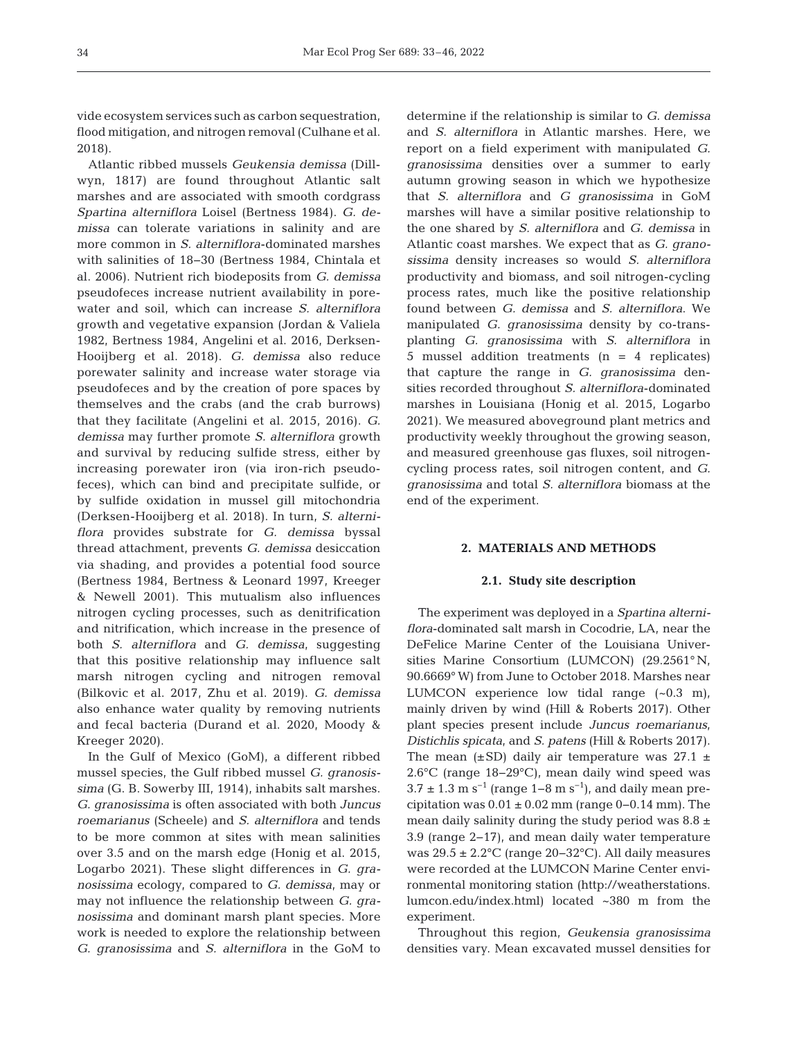vide ecosystem services such as carbon sequestration, flood mitigation, and nitrogen removal (Culhane et al. 2018).

Atlantic ribbed mussels *Geukensia demissa* (Dillwyn, 1817) are found throughout Atlantic salt marshes and are associated with smooth cordgrass *Spartina alterniflora* Loisel (Bertness 1984). *G. demissa* can tolerate variations in salinity and are more common in *S. alterniflora*-dominated marshes with salinities of 18–30 (Bertness 1984, Chintala et al. 2006). Nutrient rich biodeposits from *G. demissa* pseudofeces increase nutrient availability in porewater and soil, which can increase *S. alterniflora* growth and vegetative expansion (Jordan & Valiela 1982, Bertness 1984, Angelini et al. 2016, Derksen-Hooijberg et al. 2018). *G. demissa* also reduce porewater salinity and increase water storage via pseudofeces and by the creation of pore spaces by themselves and the crabs (and the crab burrows) that they facilitate (Angelini et al. 2015, 2016). *G. demissa* may further promote *S. alterniflora* growth and survival by reducing sulfide stress, either by increasing porewater iron (via iron-rich pseudofeces), which can bind and precipitate sulfide, or by sulfide oxidation in mussel gill mitochondria (Derksen-Hooijberg et al. 2018). In turn, *S. alterniflora* provides substrate for *G. demissa* byssal thread attachment, prevents *G. demissa* desiccation via shading, and provides a potential food source (Bertness 1984, Bertness & Leonard 1997, Kreeger & Newell 2001). This mutualism also influences nitrogen cycling processes, such as denitrification and nitrification, which increase in the presence of both *S. alterniflora* and *G. demissa*, suggesting that this positive relationship may influence salt marsh nitrogen cycling and nitrogen removal (Bilkovic et al. 2017, Zhu et al. 2019). *G. demissa* also enhance water quality by removing nutrients and fecal bacteria (Durand et al. 2020, Moody & Kreeger 2020).

In the Gulf of Mexico (GoM), a different ribbed mussel species, the Gulf ribbed mussel *G. granosissima* (G. B. Sowerby III, 1914), inhabits salt marshes. *G. granosissima* is often associated with both *Juncus roemarianus* (Scheele) and *S. alterniflora* and tends to be more common at sites with mean salinities over 3.5 and on the marsh edge (Honig et al. 2015, Logarbo 2021). These slight differences in *G. granosissima* ecology, compared to *G. demissa*, may or may not influence the relationship between *G. granosissima* and dominant marsh plant species. More work is needed to explore the relationship between *G. granosissima* and *S. alterniflora* in the GoM to determine if the relationship is similar to *G. demissa* and *S. alterniflora* in Atlantic marshes. Here, we report on a field experiment with manipulated *G. granosissima* densities over a summer to early autumn growing season in which we hypothesize that *S. alterniflora* and *G granosissima* in GoM marshes will have a similar positive relationship to the one shared by *S. alterniflora* and *G. demissa* in Atlantic coast marshes. We expect that as *G. granosissima* density increases so would *S. alterniflora* productivity and biomass, and soil nitrogen-cycling process rates, much like the positive relationship found between *G. demissa* and *S. alterniflora*. We manipulated *G. granosissima* density by co-transplanting *G. granosissima* with *S. alterniflora* in 5 mussel addition treatments (n = 4 replicates) that capture the range in *G. granosissima* densities recorded throughout *S. alterniflora*-dominated marshes in Louisiana (Honig et al. 2015, Logarbo 2021). We measured aboveground plant metrics and productivity weekly throughout the growing season, and measured greenhouse gas fluxes, soil nitrogen-cycling process rates, soil nitrogen content, and *G. granosissima* and total *S. alterniflora* biomass at the end of the experiment.

## 2. MATERIALS AND METHODS

### 2.1. Study site description

The experiment was deployed in a *Spartina alterniflora*-dominated salt marsh in Cocodrie, LA, near the DeFelice Marine Center of the Louisiana Universities Marine Consortium (LUMCON) (29.2561° N, 90.6669° W) from June to October 2018. Marshes near LUMCON experience low tidal range (~0.3 m), mainly driven by wind (Hill & Roberts 2017). Other plant species present include *Juncus roemarianus*, *Distichlis spicata*, and *S. patens* (Hill & Roberts 2017). The mean (±SD) daily air temperature was 27.1 ± 2.6°C (range 18–29°C), mean daily wind speed was 3.7 ± 1.3 m $s^{-1}$ (range 1–8 m $s^{-1}$), and daily mean precipitation was 0.01 ± 0.02 mm (range 0–0.14 mm). The mean daily salinity during the study period was 8.8 ± 3.9 (range 2–17), and mean daily water temperature was 29.5 ± 2.2°C (range 20–32°C). All daily measures were recorded at the LUMCON Marine Center environmental monitoring station (http://weatherstations.lumcon.edu/index.html) located ~380 m from the experiment.

Throughout this region, *Geukensia granosissima* densities vary. Mean excavated mussel densities for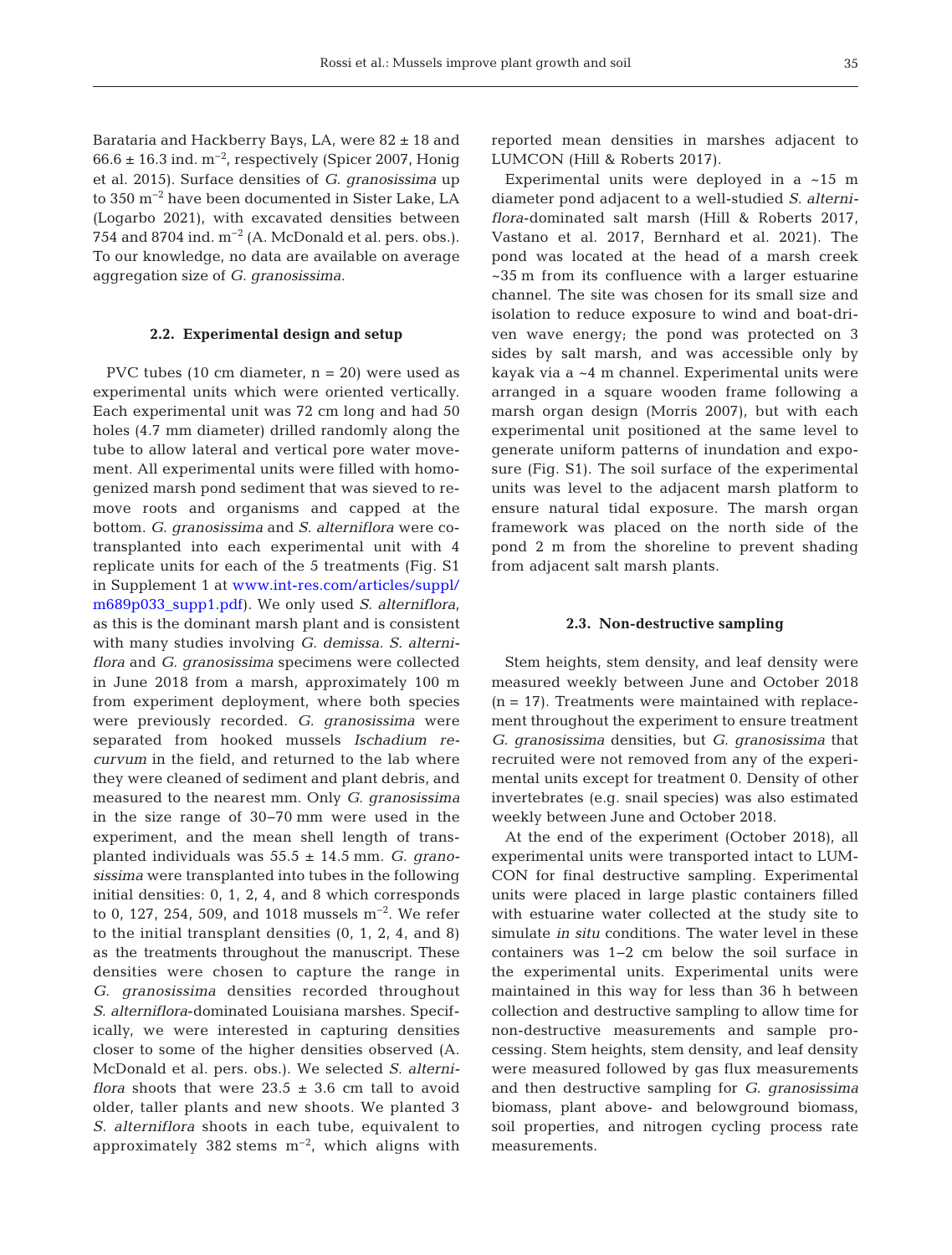Barataria and Hackberry Bays, LA, were 82 ± 18 and 66.6 ± 16.3 ind. $m^{-2}$, respectively (Spicer 2007, Honig et al. 2015). Surface densities of *G. granosissima* up to 350 $m^{-2}$ have been documented in Sister Lake, LA (Logarbo 2021), with excavated densities between 754 and 8704 ind. $m^{-2}$ (A. McDonald et al. pers. obs.). To our knowledge, no data are available on average aggregation size of *G. granosissima.*

### 2.2. Experimental design and setup

PVC tubes (10 cm diameter, n = 20) were used as experimental units which were oriented vertically. Each experimental unit was 72 cm long and had 50 holes (4.7 mm diameter) drilled randomly along the tube to allow lateral and vertical pore water movement. All experimental units were filled with homogenized marsh pond sediment that was sieved to remove roots and organisms and capped at the bottom. *G. granosissima* and *S. alterniflora* were co-transplanted into each experimental unit with 4 replicate units for each of the 5 treatments (Fig. S1 in Supplement 1 at www.int-res.com/articles/suppl/m689p033_supp1.pdf). We only used *S. alterniflora*, as this is the dominant marsh plant and is consistent with many studies involving *G. demissa*. *S. alterniflora* and *G. granosissima* specimens were collected in June 2018 from a marsh, approximately 100 m from experiment deployment, where both species were previously recorded. *G. granosissima* were separated from hooked mussels *Ischadium recurvum* in the field, and returned to the lab where they were cleaned of sediment and plant debris, and measured to the nearest mm. Only *G. granosissima* in the size range of 30–70 mm were used in the experiment, and the mean shell length of transplanted individuals was 55.5 ± 14.5 mm. *G. granosissima* were transplanted into tubes in the following initial densities: 0, 1, 2, 4, and 8 which corresponds to 0, 127, 254, 509, and 1018 mussels $m^{-2}$. We refer to the initial transplant densities (0, 1, 2, 4, and 8) as the treatments throughout the manuscript. These densities were chosen to capture the range in *G. granosissima* densities recorded throughout *S. alterniflora*-dominated Louisiana marshes. Specifically, we were interested in capturing densities closer to some of the higher densities observed (A. McDonald et al. pers. obs.). We selected *S. alterniflora* shoots that were 23.5 ± 3.6 cm tall to avoid older, taller plants and new shoots. We planted 3 *S. alterniflora* shoots in each tube, equivalent to approximately 382 stems $m^{-2}$, which aligns with reported mean densities in marshes adjacent to LUMCON (Hill & Roberts 2017).

Experimental units were deployed in a ~15 m diameter pond adjacent to a well-studied *S. alterniflora*-dominated salt marsh (Hill & Roberts 2017, Vastano et al. 2017, Bernhard et al. 2021). The pond was located at the head of a marsh creek ~35 m from its confluence with a larger estuarine channel. The site was chosen for its small size and isolation to reduce exposure to wind and boat-driven wave energy; the pond was protected on 3 sides by salt marsh, and was accessible only by kayak via a ~4 m channel. Experimental units were arranged in a square wooden frame following a marsh organ design (Morris 2007), but with each experimental unit positioned at the same level to generate uniform patterns of inundation and exposure (Fig. S1). The soil surface of the experimental units was level to the adjacent marsh platform to ensure natural tidal exposure. The marsh organ framework was placed on the north side of the pond 2 m from the shoreline to prevent shading from adjacent salt marsh plants.

### 2.3. Non-destructive sampling

Stem heights, stem density, and leaf density were measured weekly between June and October 2018 (n = 17). Treatments were maintained with replacement throughout the experiment to ensure treatment *G. granosissima* densities, but *G. granosissima* that recruited were not removed from any of the experimental units except for treatment 0. Density of other invertebrates (e.g. snail species) was also estimated weekly between June and October 2018.

At the end of the experiment (October 2018), all experimental units were transported intact to LUMCON for final destructive sampling. Experimental units were placed in large plastic containers filled with estuarine water collected at the study site to simulate *in situ* conditions. The water level in these containers was 1–2 cm below the soil surface in the experimental units. Experimental units were maintained in this way for less than 36 h between collection and destructive sampling to allow time for non-destructive measurements and sample processing. Stem heights, stem density, and leaf density were measured followed by gas flux measurements and then destructive sampling for *G. granosissima* biomass, plant above- and belowground biomass, soil properties, and nitrogen cycling process rate measurements.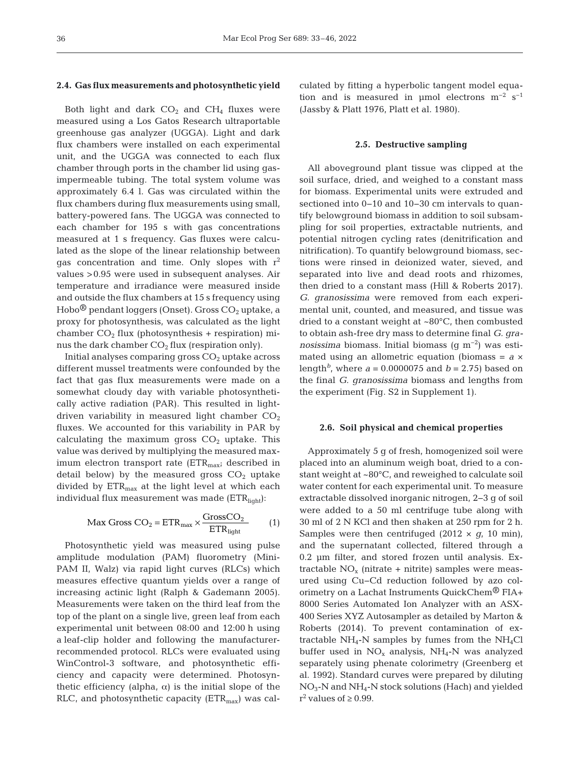### 2.4. Gas flux measurements and photosynthetic yield

Both light and dark $CO_2$ and $CH_4$ fluxes were measured using a Los Gatos Research ultraportable greenhouse gas analyzer (UGGA). Light and dark flux chambers were installed on each experimental unit, and the UGGA was connected to each flux chamber through ports in the chamber lid using gas-impermeable tubing. The total system volume was approximately 6.4 l. Gas was circulated within the flux chambers during flux measurements using small, battery-powered fans. The UGGA was connected to each chamber for 195 s with gas concentrations measured at 1 s frequency. Gas fluxes were calculated as the slope of the linear relationship between gas concentration and time. Only slopes with $r^2$ values >0.95 were used in subsequent analyses. Air temperature and irradiance were measured inside and outside the flux chambers at 15 s frequency using Hobo® pendant loggers (Onset). Gross $CO_2$ uptake, a proxy for photosynthesis, was calculated as the light chamber $CO_2$ flux (photosynthesis + respiration) minus the dark chamber $CO_2$ flux (respiration only).

Initial analyses comparing gross $CO_2$ uptake across different mussel treatments were confounded by the fact that gas flux measurements were made on a somewhat cloudy day with variable photosynthetically active radiation (PAR). This resulted in light-driven variability in measured light chamber $CO_2$ fluxes. We accounted for this variability in PAR by calculating the maximum gross $CO_2$ uptake. This value was derived by multiplying the measured maximum electron transport rate ($ETR_{max}$; described in detail below) by the measured gross $CO_2$ uptake divided by $ETR_{max}$ at the light level at which each individual flux measurement was made ($ETR_{light}$):

$$\text{Max Gross } CO_2 = ETR_{max} \times \frac{\text{Gross}CO_2}{ETR_{light}} \qquad (1)$$

Photosynthetic yield was measured using pulse amplitude modulation (PAM) fluorometry (Mini-PAM II, Walz) via rapid light curves (RLCs) which measures effective quantum yields over a range of increasing actinic light (Ralph & Gademann 2005). Measurements were taken on the third leaf from the top of the plant on a single live, green leaf from each experimental unit between 08:00 and 12:00 h using a leaf-clip holder and following the manufacturer-recommended protocol. RLCs were evaluated using WinControl-3 software, and photosynthetic efficiency and capacity were determined. Photosynthetic efficiency (alpha, $\alpha$) is the initial slope of the RLC, and photosynthetic capacity ($ETR_{max}$) was calculated by fitting a hyperbolic tangent model equation and is measured in µmol electrons $m^{-2}$ $s^{-1}$ (Jassby & Platt 1976, Platt et al. 1980).

### 2.5. Destructive sampling

All aboveground plant tissue was clipped at the soil surface, dried, and weighed to a constant mass for biomass. Experimental units were extruded and sectioned into 0–10 and 10–30 cm intervals to quantify belowground biomass in addition to soil subsampling for soil properties, extractable nutrients, and potential nitrogen cycling rates (denitrification and nitrification). To quantify belowground biomass, sections were rinsed in deionized water, sieved, and separated into live and dead roots and rhizomes, then dried to a constant mass (Hill & Roberts 2017). *G. granosissima* were removed from each experimental unit, counted, and measured, and tissue was dried to a constant weight at ~80°C, then combusted to obtain ash-free dry mass to determine final *G. granosissima* biomass. Initial biomass (g $m^{-2}$) was estimated using an allometric equation (biomass = $a \times \text{length}^b$, where $a = 0.0000075$ and $b = 2.75$) based on the final *G. granosissima* biomass and lengths from the experiment (Fig. S2 in Supplement 1).

### 2.6. Soil physical and chemical properties

Approximately 5 g of fresh, homogenized soil were placed into an aluminum weigh boat, dried to a constant weight at ~80°C, and reweighed to calculate soil water content for each experimental unit. To measure extractable dissolved inorganic nitrogen, 2–3 g of soil were added to a 50 ml centrifuge tube along with 30 ml of 2 N KCl and then shaken at 250 rpm for 2 h. Samples were then centrifuged (2012 × *g*, 10 min), and the supernatant collected, filtered through a 0.2 µm filter, and stored frozen until analysis. Extractable $NO_x$ (nitrate + nitrite) samples were measured using Cu–Cd reduction followed by azo colorimetry on a Lachat Instruments QuickChem® FIA+ 8000 Series Automated Ion Analyzer with an ASX-400 Series XYZ Autosampler as detailed by Marton & Roberts (2014). To prevent contamination of extractable $NH_4$-N samples by fumes from the $NH_4Cl$ buffer used in $NO_x$ analysis, $NH_4$-N was analyzed separately using phenate colorimetry (Greenberg et al. 1992). Standard curves were prepared by diluting $NO_3$-N and $NH_4$-N stock solutions (Hach) and yielded $r^2$ values of ≥ 0.99.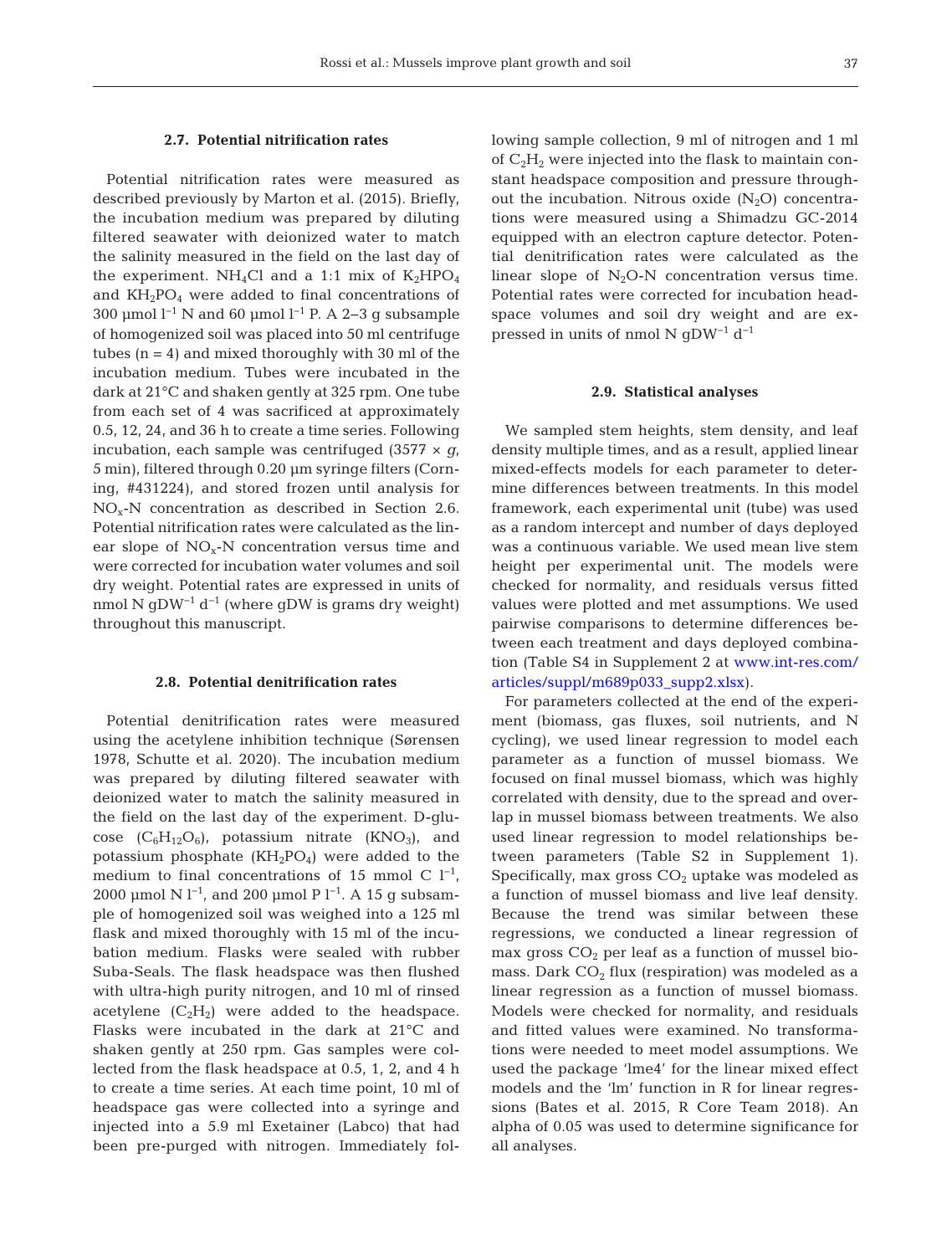### 2.7. Potential nitrification rates

Potential nitrification rates were measured as described previously by Marton et al. (2015). Briefly, the incubation medium was prepared by diluting filtered seawater with deionized water to match the salinity measured in the field on the last day of the experiment. $NH_4Cl$ and a 1:1 mix of $K_2HPO_4$ and $KH_2PO_4$ were added to final concentrations of 300 µmol $l^{-1}$ N and 60 µmol $l^{-1}$ P. A 2–3 g subsample of homogenized soil was placed into 50 ml centrifuge tubes (n = 4) and mixed thoroughly with 30 ml of the incubation medium. Tubes were incubated in the dark at 21°C and shaken gently at 325 rpm. One tube from each set of 4 was sacrificed at approximately 0.5, 12, 24, and 36 h to create a time series. Following incubation, each sample was centrifuged (3577 × *g*, 5 min), filtered through 0.20 µm syringe filters (Corning, #431224), and stored frozen until analysis for $NO_x$-N concentration as described in Section 2.6. Potential nitrification rates were calculated as the linear slope of $NO_x$-N concentration versus time and were corrected for incubation water volumes and soil dry weight. Potential rates are expressed in units of nmol N $gDW^{-1}$ $d^{-1}$ (where gDW is grams dry weight) throughout this manuscript.

### 2.8. Potential denitrification rates

Potential denitrification rates were measured using the acetylene inhibition technique (Sørensen 1978, Schutte et al. 2020). The incubation medium was prepared by diluting filtered seawater with deionized water to match the salinity measured in the field on the last day of the experiment. D-glucose ($C_6H_{12}O_6$), potassium nitrate ($KNO_3$), and potassium phosphate ($KH_2PO_4$) were added to the medium to final concentrations of 15 mmol C $l^{-1}$, 2000 µmol N $l^{-1}$, and 200 µmol P $l^{-1}$. A 15 g subsample of homogenized soil was weighed into a 125 ml flask and mixed thoroughly with 15 ml of the incubation medium. Flasks were sealed with rubber Suba-Seals. The flask headspace was then flushed with ultra-high purity nitrogen, and 10 ml of rinsed acetylene ($C_2H_2$) were added to the headspace. Flasks were incubated in the dark at 21°C and shaken gently at 250 rpm. Gas samples were collected from the flask headspace at 0.5, 1, 2, and 4 h to create a time series. At each time point, 10 ml of headspace gas were collected into a syringe and injected into a 5.9 ml Exetainer (Labco) that had been pre-purged with nitrogen. Immediately following sample collection, 9 ml of nitrogen and 1 ml of $C_2H_2$ were injected into the flask to maintain constant headspace composition and pressure throughout the incubation. Nitrous oxide ($N_2O$) concentrations were measured using a Shimadzu GC-2014 equipped with an electron capture detector. Potential denitrification rates were calculated as the linear slope of $N_2O$-N concentration versus time. Potential rates were corrected for incubation headspace volumes and soil dry weight and are expressed in units of nmol N $gDW^{-1}$ $d^{-1}$

### 2.9. Statistical analyses

We sampled stem heights, stem density, and leaf density multiple times, and as a result, applied linear mixed-effects models for each parameter to determine differences between treatments. In this model framework, each experimental unit (tube) was used as a random intercept and number of days deployed was a continuous variable. We used mean live stem height per experimental unit. The models were checked for normality, and residuals versus fitted values were plotted and met assumptions. We used pairwise comparisons to determine differences between each treatment and days deployed combination (Table S4 in Supplement 2 at www.int-res.com/articles/suppl/m689p033_supp2.xlsx).

For parameters collected at the end of the experiment (biomass, gas fluxes, soil nutrients, and N cycling), we used linear regression to model each parameter as a function of mussel biomass. We focused on final mussel biomass, which was highly correlated with density, due to the spread and overlap in mussel biomass between treatments. We also used linear regression to model relationships between parameters (Table S2 in Supplement 1). Specifically, max gross $CO_2$ uptake was modeled as a function of mussel biomass and live leaf density. Because the trend was similar between these regressions, we conducted a linear regression of max gross $CO_2$ per leaf as a function of mussel biomass. Dark $CO_2$ flux (respiration) was modeled as a linear regression as a function of mussel biomass. Models were checked for normality, and residuals and fitted values were examined. No transformations were needed to meet model assumptions. We used the package 'lme4' for the linear mixed effect models and the 'lm' function in R for linear regressions (Bates et al. 2015, R Core Team 2018). An alpha of 0.05 was used to determine significance for all analyses.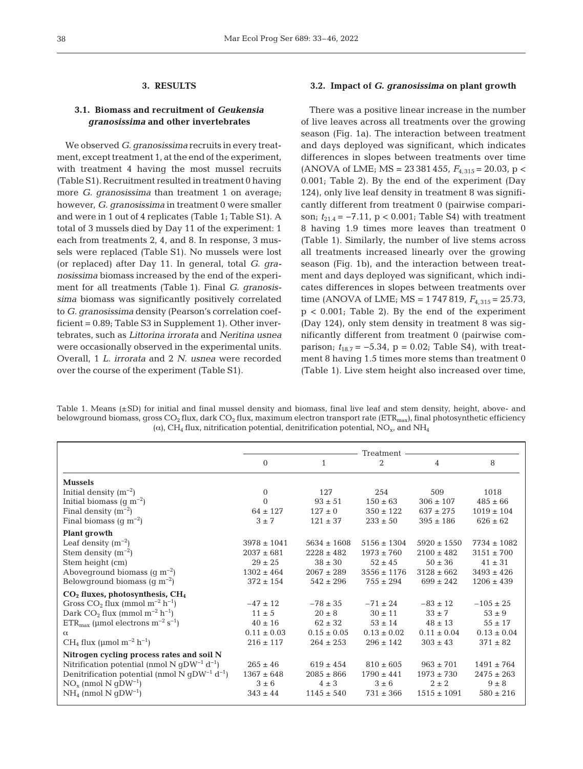# 3. RESULTS

## 3.1. Biomass and recruitment of *Geukensia granosissima* and other invertebrates

We observed *G. granosissima* recruits in every treatment, except treatment 1, at the end of the experiment, with treatment 4 having the most mussel recruits (Table S1). Recruitment resulted in treatment 0 having more *G. granosissima* than treatment 1 on average; however, *G. granosissima* in treatment 0 were smaller and were in 1 out of 4 replicates (Table 1; Table S1). A total of 3 mussels died by Day 11 of the experiment: 1 each from treatments 2, 4, and 8. In response, 3 mussels were replaced (Table S1). No mussels were lost (or replaced) after Day 11. In general, total *G. granosissima* biomass increased by the end of the experiment for all treatments (Table 1). Final *G. granosissima* biomass was significantly positively correlated to *G. granosissima* density (Pearson's correlation coefficient = 0.89; Table S3 in Supplement 1). Other invertebrates, such as *Littorina irrorata* and *Neritina usnea* were occasionally observed in the experimental units. Overall, 1 *L. irrorata* and 2 *N. usnea* were recorded over the course of the experiment (Table S1).

## 3.2. Impact of *G. granosissima* on plant growth

There was a positive linear increase in the number of live leaves across all treatments over the growing season (Fig. 1a). The interaction between treatment and days deployed was significant, which indicates differences in slopes between treatments over time (ANOVA of LME; MS = 23 381 455, $F_{4,315} = 20.03$, $p < 0.001$; Table 2). By the end of the experiment (Day 124), only live leaf density in treatment 8 was significantly different from treatment 0 (pairwise comparison; $t_{21.4} = -7.11$, $p < 0.001$; Table S4) with treatment 8 having 1.9 times more leaves than treatment 0 (Table 1). Similarly, the number of live stems across all treatments increased linearly over the growing season (Fig. 1b), and the interaction between treatment and days deployed was significant, which indicates differences in slopes between treatments over time (ANOVA of LME; MS = 1 747 819, $F_{4,315} = 25.73$, $p < 0.001$; Table 2). By the end of the experiment (Day 124), only stem density in treatment 8 was significantly different from treatment 0 (pairwise comparison; $t_{18.7} = -5.34$, $p = 0.02$; Table S4), with treatment 8 having 1.5 times more stems than treatment 0 (Table 1). Live stem height also increased over time,

Table 1. Means (±SD) for initial and final mussel density and biomass, final live leaf and stem density, height, above- and belowground biomass, gross $CO_2$ flux, dark $CO_2$ flux, maximum electron transport rate ($ETR_{max}$), final photosynthetic efficiency ($\alpha$), $CH_4$ flux, nitrification potential, denitrification potential, $NO_x$, and $NH_4$

| | Treatment | | | | |
|---|---|---|---|---|---|
| | 0 | 1 | 2 | 4 | 8 |
| **Mussels** | | | | | |
| Initial density ($m^{-2}$) | 0 | 127 | 254 | 509 | 1018 |
| Initial biomass ($g\ m^{-2}$) | 0 | 93 ± 51 | 150 ± 63 | 306 ± 107 | 485 ± 66 |
| Final density ($m^{-2}$) | 64 ± 127 | 127 ± 0 | 350 ± 122 | 637 ± 275 | 1019 ± 104 |
| Final biomass ($g\ m^{-2}$) | 3 ± 7 | 121 ± 37 | 233 ± 50 | 395 ± 186 | 626 ± 62 |
| **Plant growth** | | | | | |
| Leaf density ($m^{-2}$) | 3978 ± 1041 | 5634 ± 1608 | 5156 ± 1304 | 5920 ± 1550 | 7734 ± 1082 |
| Stem density ($m^{-2}$) | 2037 ± 681 | 2228 ± 482 | 1973 ± 760 | 2100 ± 482 | 3151 ± 700 |
| Stem height (cm) | 29 ± 25 | 38 ± 30 | 52 ± 45 | 50 ± 36 | 41 ± 31 |
| Aboveground biomass ($g\ m^{-2}$) | 1302 ± 464 | 2067 ± 289 | 3556 ± 1176 | 3128 ± 662 | 3493 ± 426 |
| Belowground biomass ($g\ m^{-2}$) | 372 ± 154 | 542 ± 296 | 755 ± 294 | 699 ± 242 | 1206 ± 439 |
| **$CO_2$ fluxes, photosynthesis, $CH_4$** | | | | | |
| Gross $CO_2$ flux ($mmol\ m^{-2}\ h^{-1}$) | −47 ± 12 | −78 ± 35 | −71 ± 24 | −83 ± 12 | −105 ± 25 |
| Dark $CO_2$ flux ($mmol\ m^{-2}\ h^{-1}$) | 11 ± 5 | 20 ± 8 | 30 ± 11 | 33 ± 7 | 53 ± 9 |
| $ETR_{max}$ ($\mu mol$ electrons $m^{-2}\ s^{-1}$) | 40 ± 16 | 62 ± 32 | 53 ± 14 | 48 ± 13 | 55 ± 17 |
| $\alpha$ | 0.11 ± 0.03 | 0.15 ± 0.05 | 0.13 ± 0.02 | 0.11 ± 0.04 | 0.13 ± 0.04 |
| $CH_4$ flux ($\mu mol\ m^{-2}\ h^{-1}$) | 216 ± 117 | 264 ± 253 | 296 ± 142 | 303 ± 43 | 371 ± 82 |
| **Nitrogen cycling process rates and soil N** | | | | | |
| Nitrification potential (nmol N $gDW^{-1}\ d^{-1}$) | 265 ± 46 | 619 ± 454 | 810 ± 605 | 963 ± 701 | 1491 ± 764 |
| Denitrification potential (nmol N $gDW^{-1}\ d^{-1}$) | 1367 ± 648 | 2085 ± 866 | 1790 ± 441 | 1973 ± 730 | 2475 ± 263 |
| $NO_x$ (nmol N $gDW^{-1}$) | 3 ± 6 | 4 ± 3 | 3 ± 6 | 2 ± 2 | 9 ± 8 |
| $NH_4$ (nmol N $gDW^{-1}$) | 343 ± 44 | 1145 ± 540 | 731 ± 366 | 1515 ± 1091 | 580 ± 216 |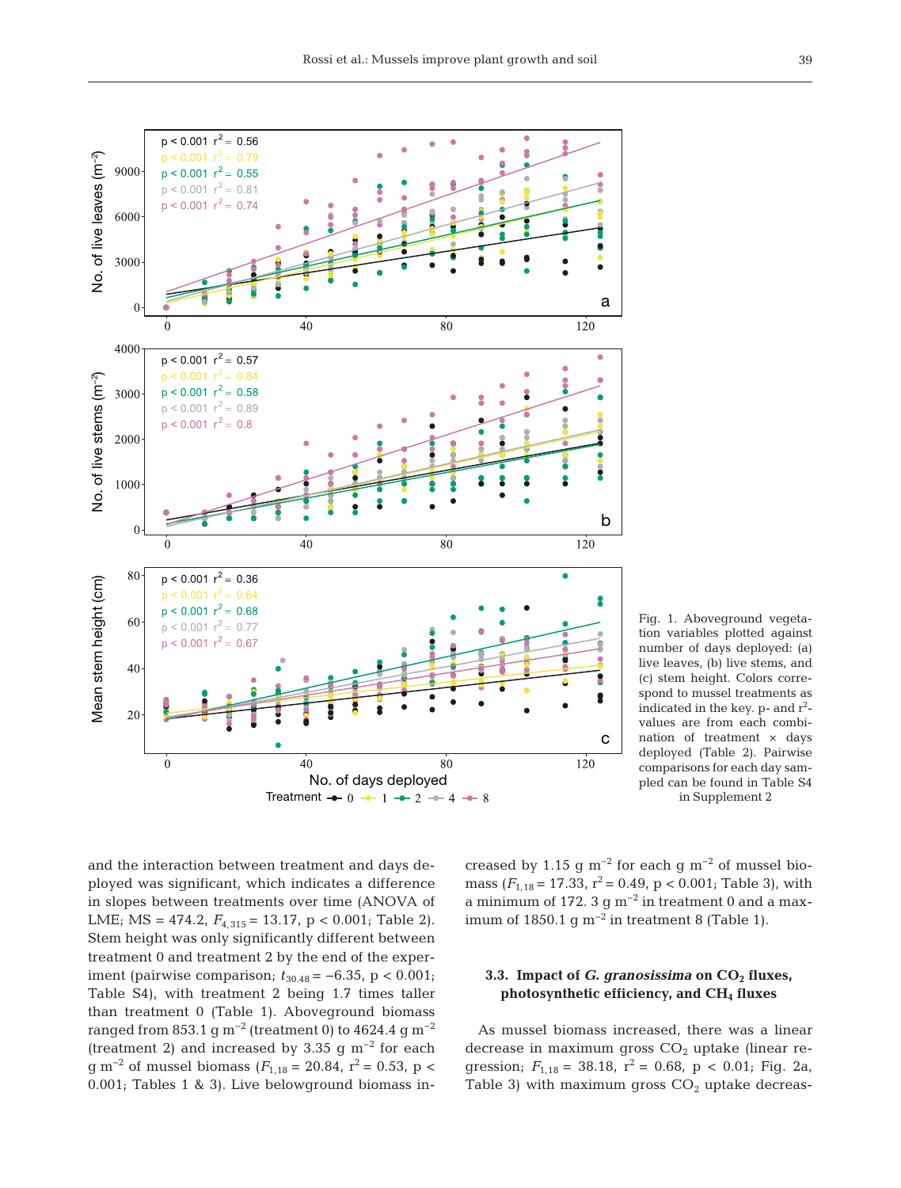Fig. 1. Aboveground vegetation variables plotted against number of days deployed: (a) live leaves, (b) live stems, and (c) stem height. Colors correspond to mussel treatments as indicated in the key. p- and $r^2$-values are from each combination of treatment × days deployed (Table 2). Pairwise comparisons for each day sampled can be found in Table S4 in Supplement 2

and the interaction between treatment and days deployed was significant, which indicates a difference in slopes between treatments over time (ANOVA of LME; MS = 474.2, $F_{4,315}$ = 13.17, p < 0.001; Table 2). Stem height was only significantly different between treatment 0 and treatment 2 by the end of the experiment (pairwise comparison; $t_{30.48}$ = −6.35, p < 0.001; Table S4), with treatment 2 being 1.7 times taller than treatment 0 (Table 1). Aboveground biomass ranged from 853.1 g $m^{-2}$ (treatment 0) to 4624.4 g $m^{-2}$ (treatment 2) and increased by 3.35 g $m^{-2}$ for each g $m^{-2}$ of mussel biomass ($F_{1,18}$ = 20.84, $r^2$ = 0.53, p < 0.001; Tables 1 & 3). Live belowground biomass increased by 1.15 g $m^{-2}$ for each g $m^{-2}$ of mussel biomass ($F_{1,18}$ = 17.33, $r^2$ = 0.49, p < 0.001; Table 3), with a minimum of 172. 3 g $m^{-2}$ in treatment 0 and a maximum of 1850.1 g $m^{-2}$ in treatment 8 (Table 1).

### 3.3. Impact of *G. granosissima* on $CO_2$ fluxes, photosynthetic efficiency, and $CH_4$ fluxes

As mussel biomass increased, there was a linear decrease in maximum gross $CO_2$ uptake (linear regression; $F_{1,18}$ = 38.18, $r^2$ = 0.68, p < 0.01; Fig. 2a, Table 3) with maximum gross $CO_2$ uptake decreas-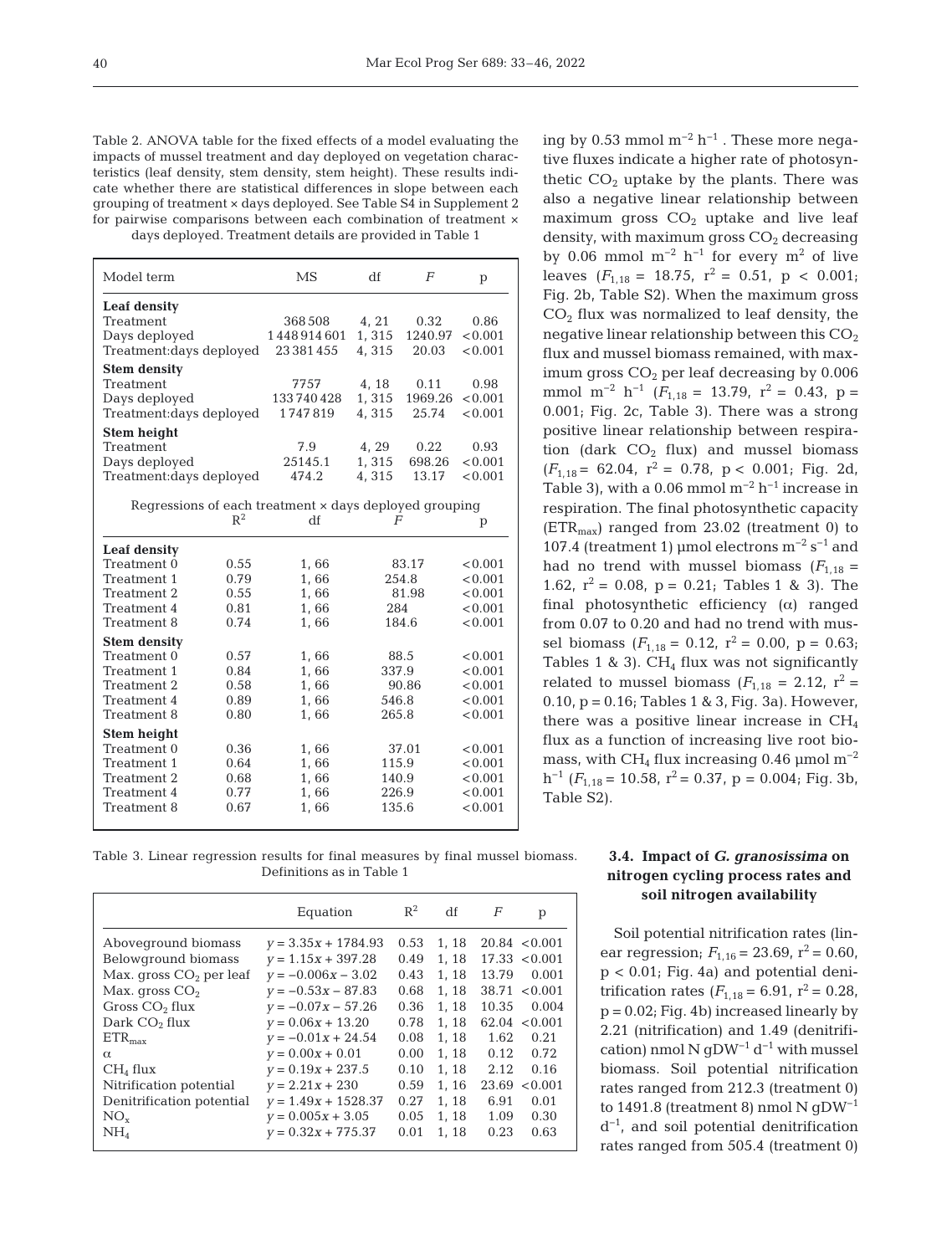Table 2. ANOVA table for the fixed effects of a model evaluating the impacts of mussel treatment and day deployed on vegetation characteristics (leaf density, stem density, stem height). These results indicate whether there are statistical differences in slope between each grouping of treatment × days deployed. See Table S4 in Supplement 2 for pairwise comparisons between each combination of treatment × days deployed. Treatment details are provided in Table 1

| Model term | MS | df | *F* | p |
|---|---|---|---|---|
| **Leaf density** | | | | |
| Treatment | 368 508 | 4, 21 | 0.32 | 0.86 |
| Days deployed | 1 448 914 601 | 1, 315 | 1240.97 | <0.001 |
| Treatment:days deployed | 23 381 455 | 4, 315 | 20.03 | <0.001 |
| **Stem density** | | | | |
| Treatment | 7757 | 4, 18 | 0.11 | 0.98 |
| Days deployed | 133 740 428 | 1, 315 | 1969.26 | <0.001 |
| Treatment:days deployed | 1 747 819 | 4, 315 | 25.74 | <0.001 |
| **Stem height** | | | | |
| Treatment | 7.9 | 4, 29 | 0.22 | 0.93 |
| Days deployed | 25145.1 | 1, 315 | 698.26 | <0.001 |
| Treatment:days deployed | 474.2 | 4, 315 | 13.17 | <0.001 |

Regressions of each treatment × days deployed grouping

| | $R^2$ | df | *F* | p |
|---|---|---|---|---|
| **Leaf density** | | | | |
| Treatment 0 | 0.55 | 1, 66 | 83.17 | <0.001 |
| Treatment 1 | 0.79 | 1, 66 | 254.8 | <0.001 |
| Treatment 2 | 0.55 | 1, 66 | 81.98 | <0.001 |
| Treatment 4 | 0.81 | 1, 66 | 284 | <0.001 |
| Treatment 8 | 0.74 | 1, 66 | 184.6 | <0.001 |
| **Stem density** | | | | |
| Treatment 0 | 0.57 | 1, 66 | 88.5 | <0.001 |
| Treatment 1 | 0.84 | 1, 66 | 337.9 | <0.001 |
| Treatment 2 | 0.58 | 1, 66 | 90.86 | <0.001 |
| Treatment 4 | 0.89 | 1, 66 | 546.8 | <0.001 |
| Treatment 8 | 0.80 | 1, 66 | 265.8 | <0.001 |
| **Stem height** | | | | |
| Treatment 0 | 0.36 | 1, 66 | 37.01 | <0.001 |
| Treatment 1 | 0.64 | 1, 66 | 115.9 | <0.001 |
| Treatment 2 | 0.68 | 1, 66 | 140.9 | <0.001 |
| Treatment 4 | 0.77 | 1, 66 | 226.9 | <0.001 |
| Treatment 8 | 0.67 | 1, 66 | 135.6 | <0.001 |

Table 3. Linear regression results for final measures by final mussel biomass. Definitions as in Table 1

| | Equation | $R^2$ | df | *F* | p |
|---|---|---|---|---|---|
| Aboveground biomass | $y = 3.35x + 1784.93$ | 0.53 | 1, 18 | 20.84 | <0.001 |
| Belowground biomass | $y = 1.15x + 397.28$ | 0.49 | 1, 18 | 17.33 | <0.001 |
| Max. gross $CO_2$ per leaf | $y = -0.006x - 3.02$ | 0.43 | 1, 18 | 13.79 | 0.001 |
| Max. gross $CO_2$ | $y = -0.53x - 87.83$ | 0.68 | 1, 18 | 38.71 | <0.001 |
| Gross $CO_2$ flux | $y = -0.07x - 57.26$ | 0.36 | 1, 18 | 10.35 | 0.004 |
| Dark $CO_2$ flux | $y = 0.06x + 13.20$ | 0.78 | 1, 18 | 62.04 | <0.001 |
| $ETR_{max}$ | $y = -0.01x + 24.54$ | 0.08 | 1, 18 | 1.62 | 0.21 |
| α | $y = 0.00x + 0.01$ | 0.00 | 1, 18 | 0.12 | 0.72 |
| $CH_4$ flux | $y = 0.19x + 237.5$ | 0.10 | 1, 18 | 2.12 | 0.16 |
| Nitrification potential | $y = 2.21x + 230$ | 0.59 | 1, 16 | 23.69 | <0.001 |
| Denitrification potential | $y = 1.49x + 1528.37$ | 0.27 | 1, 18 | 6.91 | 0.01 |
| $NO_x$ | $y = 0.005x + 3.05$ | 0.05 | 1, 18 | 1.09 | 0.30 |
| $NH_4$ | $y = 0.32x + 775.37$ | 0.01 | 1, 18 | 0.23 | 0.63 |

ing by 0.53 mmol $m^{-2}$ $h^{-1}$ . These more negative fluxes indicate a higher rate of photosynthetic $CO_2$ uptake by the plants. There was also a negative linear relationship between maximum gross $CO_2$ uptake and live leaf density, with maximum gross $CO_2$ decreasing by 0.06 mmol $m^{-2}$ $h^{-1}$ for every $m^2$ of live leaves ($F_{1,18}$ = 18.75, $r^2$ = 0.51, $p < 0.001$; Fig. 2b, Table S2). When the maximum gross $CO_2$ flux was normalized to leaf density, the negative linear relationship between this $CO_2$ flux and mussel biomass remained, with maximum gross $CO_2$ per leaf decreasing by 0.006 mmol $m^{-2}$ $h^{-1}$ ($F_{1,18}$ = 13.79, $r^2$ = 0.43, p = 0.001; Fig. 2c, Table 3). There was a strong positive linear relationship between respiration (dark $CO_2$ flux) and mussel biomass ($F_{1,18}$ = 62.04, $r^2$ = 0.78, $p < 0.001$; Fig. 2d, Table 3), with a 0.06 mmol $m^{-2}$ $h^{-1}$ increase in respiration. The final photosynthetic capacity ($ETR_{max}$) ranged from 23.02 (treatment 0) to 107.4 (treatment 1) µmol electrons $m^{-2}$ $s^{-1}$ and had no trend with mussel biomass ($F_{1,18}$ = 1.62, $r^2$ = 0.08, p = 0.21; Tables 1 & 3). The final photosynthetic efficiency (α) ranged from 0.07 to 0.20 and had no trend with mussel biomass ($F_{1,18}$ = 0.12, $r^2$ = 0.00, p = 0.63; Tables 1 & 3). $CH_4$ flux was not significantly related to mussel biomass ($F_{1,18}$ = 2.12, $r^2$ = 0.10, p = 0.16; Tables 1 & 3, Fig. 3a). However, there was a positive linear increase in $CH_4$ flux as a function of increasing live root biomass, with $CH_4$ flux increasing 0.46 µmol $m^{-2}$ $h^{-1}$ ($F_{1,18}$ = 10.58, $r^2$ = 0.37, p = 0.004; Fig. 3b, Table S2).

### 3.4. Impact of *G. granosissima* on nitrogen cycling process rates and soil nitrogen availability

Soil potential nitrification rates (linear regression; $F_{1,16}$ = 23.69, $r^2$ = 0.60, $p < 0.01$; Fig. 4a) and potential denitrification rates ($F_{1,18}$ = 6.91, $r^2$ = 0.28, p = 0.02; Fig. 4b) increased linearly by 2.21 (nitrification) and 1.49 (denitrification) nmol N $gDW^{-1}$ $d^{-1}$ with mussel biomass. Soil potential nitrification rates ranged from 212.3 (treatment 0) to 1491.8 (treatment 8) nmol N $gDW^{-1}$ $d^{-1}$, and soil potential denitrification rates ranged from 505.4 (treatment 0)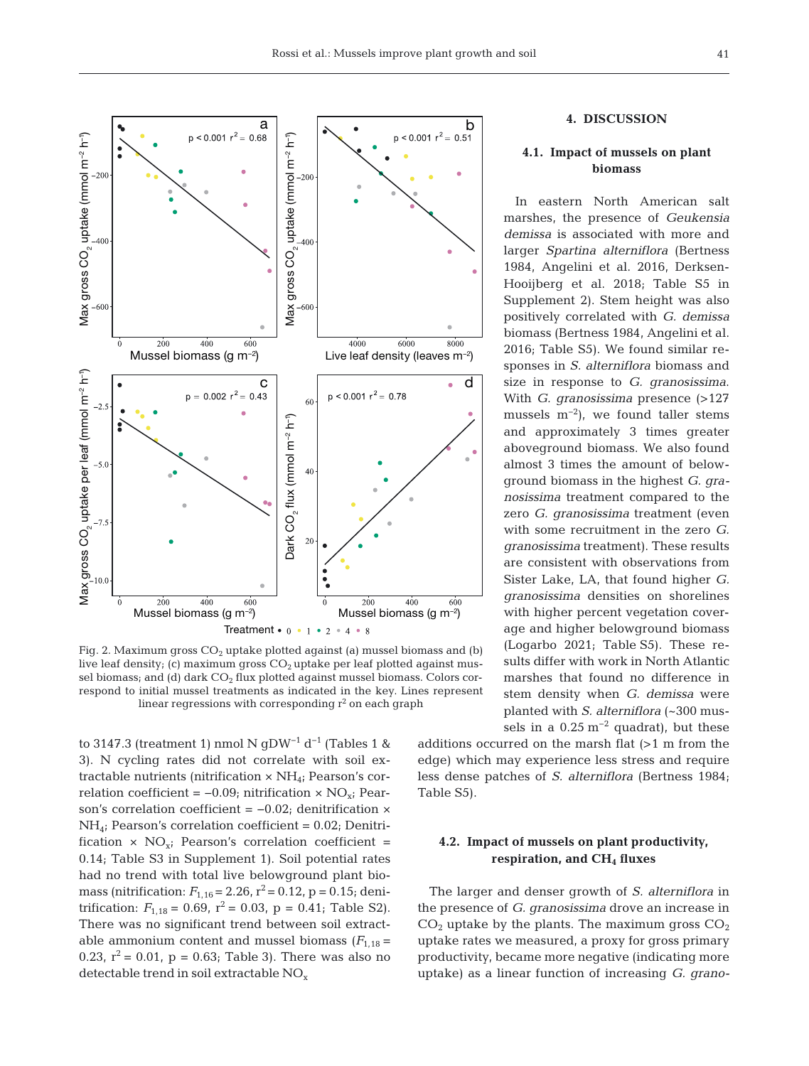Fig. 2. Maximum gross $CO_2$ uptake plotted against (a) mussel biomass and (b) live leaf density; (c) maximum gross $CO_2$ uptake per leaf plotted against mussel biomass; and (d) dark $CO_2$ flux plotted against mussel biomass. Colors correspond to initial mussel treatments as indicated in the key. Lines represent linear regressions with corresponding $r^2$ on each graph

to 3147.3 (treatment 1) nmol N $gDW^{-1}$ $d^{-1}$ (Tables 1 & 3). N cycling rates did not correlate with soil extractable nutrients (nitrification × $NH_4$; Pearson's correlation coefficient = –0.09; nitrification × $NO_x$; Pearson's correlation coefficient = –0.02; denitrification × $NH_4$; Pearson's correlation coefficient = 0.02; Denitrification × $NO_x$; Pearson's correlation coefficient = 0.14; Table S3 in Supplement 1). Soil potential rates had no trend with total live belowground plant biomass (nitrification: $F_{1,16} = 2.26$, $r^2 = 0.12$, $p = 0.15$; denitrification: $F_{1,18} = 0.69$, $r^2 = 0.03$, $p = 0.41$; Table S2). There was no significant trend between soil extractable ammonium content and mussel biomass ($F_{1,18} = 0.23$, $r^2 = 0.01$, $p = 0.63$; Table 3). There was also no detectable trend in soil extractable $NO_x$

## 4. DISCUSSION

### 4.1. Impact of mussels on plant biomass

In eastern North American salt marshes, the presence of *Geukensia demissa* is associated with more and larger *Spartina alterniflora* (Bertness 1984, Angelini et al. 2016, Derksen-Hooijberg et al. 2018; Table S5 in Supplement 2). Stem height was also positively correlated with *G. demissa* biomass (Bertness 1984, Angelini et al. 2016; Table S5). We found similar responses in *S. alterniflora* biomass and size in response to *G. granosissima*. With *G. granosissima* presence (>127 mussels $m^{-2}$), we found taller stems and approximately 3 times greater aboveground biomass. We also found almost 3 times the amount of belowground biomass in the highest *G. granosissima* treatment compared to the zero *G. granosissima* treatment (even with some recruitment in the zero *G. granosissima* treatment). These results are consistent with observations from Sister Lake, LA, that found higher *G. granosissima* densities on shorelines with higher percent vegetation coverage and higher belowground biomass (Logarbo 2021; Table S5). These results differ with work in North Atlantic marshes that found no difference in stem density when *G. demissa* were planted with *S. alterniflora* (~300 mussels in a 0.25 $m^{-2}$ quadrat), but these additions occurred on the marsh flat (>1 m from the edge) which may experience less stress and require less dense patches of *S. alterniflora* (Bertness 1984; Table S5).

### 4.2. Impact of mussels on plant productivity, respiration, and $CH_4$ fluxes

The larger and denser growth of *S. alterniflora* in the presence of *G. granosissima* drove an increase in $CO_2$ uptake by the plants. The maximum gross $CO_2$ uptake rates we measured, a proxy for gross primary productivity, became more negative (indicating more uptake) as a linear function of increasing *G. grano-*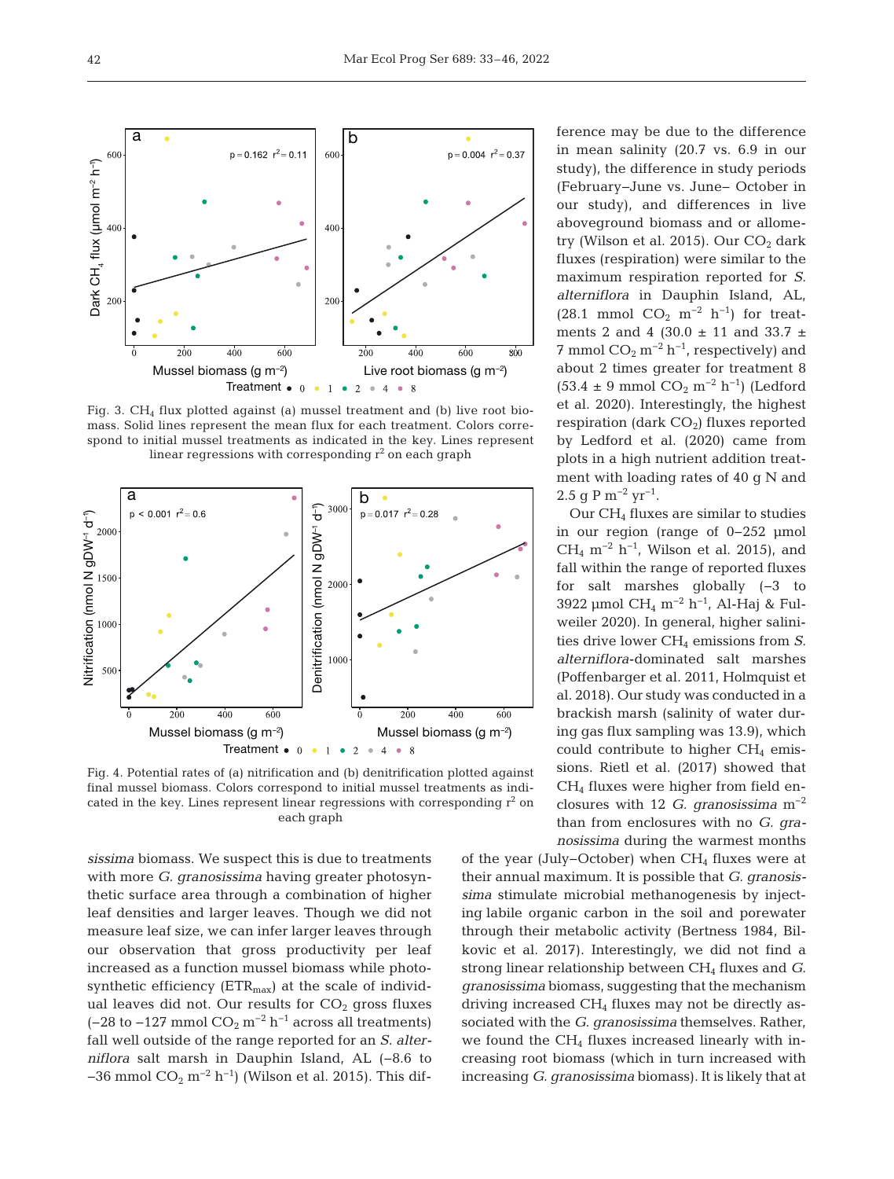Fig. 3. $CH_4$ flux plotted against (a) mussel treatment and (b) live root biomass. Solid lines represent the mean flux for each treatment. Colors correspond to initial mussel treatments as indicated in the key. Lines represent linear regressions with corresponding $r^2$ on each graph

Fig. 4. Potential rates of (a) nitrification and (b) denitrification plotted against final mussel biomass. Colors correspond to initial mussel treatments as indicated in the key. Lines represent linear regressions with corresponding $r^2$ on each graph

*sissima* biomass. We suspect this is due to treatments with more *G. granosissima* having greater photosynthetic surface area through a combination of higher leaf densities and larger leaves. Though we did not measure leaf size, we can infer larger leaves through our observation that gross productivity per leaf increased as a function mussel biomass while photosynthetic efficiency ($ETR_{max}$) at the scale of individual leaves did not. Our results for $CO_2$ gross fluxes (−28 to −127 mmol $CO_2$ $m^{-2}$ $h^{-1}$ across all treatments) fall well outside of the range reported for an *S. alterniflora* salt marsh in Dauphin Island, AL (−8.6 to −36 mmol $CO_2$ $m^{-2}$ $h^{-1}$) (Wilson et al. 2015). This difference may be due to the difference in mean salinity (20.7 vs. 6.9 in our study), the difference in study periods (February–June vs. June– October in our study), and differences in live aboveground biomass and or allometry (Wilson et al. 2015). Our $CO_2$ dark fluxes (respiration) were similar to the maximum respiration reported for *S. alterniflora* in Dauphin Island, AL, (28.1 mmol $CO_2$ $m^{-2}$ $h^{-1}$) for treatments 2 and 4 (30.0 ± 11 and 33.7 ± 7 mmol $CO_2$ $m^{-2}$ $h^{-1}$, respectively) and about 2 times greater for treatment 8 (53.4 ± 9 mmol $CO_2$ $m^{-2}$ $h^{-1}$) (Ledford et al. 2020). Interestingly, the highest respiration (dark $CO_2$) fluxes reported by Ledford et al. (2020) came from plots in a high nutrient addition treatment with loading rates of 40 g N and 2.5 g P $m^{-2}$ $yr^{-1}$.

Our $CH_4$ fluxes are similar to studies in our region (range of 0–252 µmol $CH_4$ $m^{-2}$ $h^{-1}$, Wilson et al. 2015), and fall within the range of reported fluxes for salt marshes globally (−3 to 3922 µmol $CH_4$ $m^{-2}$ $h^{-1}$, Al-Haj & Fulweiler 2020). In general, higher salinities drive lower $CH_4$ emissions from *S. alterniflora*-dominated salt marshes (Poffenbarger et al. 2011, Holmquist et al. 2018). Our study was conducted in a brackish marsh (salinity of water during gas flux sampling was 13.9), which could contribute to higher $CH_4$ emissions. Rietl et al. (2017) showed that $CH_4$ fluxes were higher from field enclosures with 12 *G. granosissima* $m^{-2}$ than from enclosures with no *G. granosissima* during the warmest months of the year (July–October) when $CH_4$ fluxes were at their annual maximum. It is possible that *G. granosissima* stimulate microbial methanogenesis by injecting labile organic carbon in the soil and porewater through their metabolic activity (Bertness 1984, Bilkovic et al. 2017). Interestingly, we did not find a strong linear relationship between $CH_4$ fluxes and *G. granosissima* biomass, suggesting that the mechanism driving increased $CH_4$ fluxes may not be directly associated with the *G. granosissima* themselves. Rather, we found the $CH_4$ fluxes increased linearly with increasing root biomass (which in turn increased with increasing *G. granosissima* biomass). It is likely that at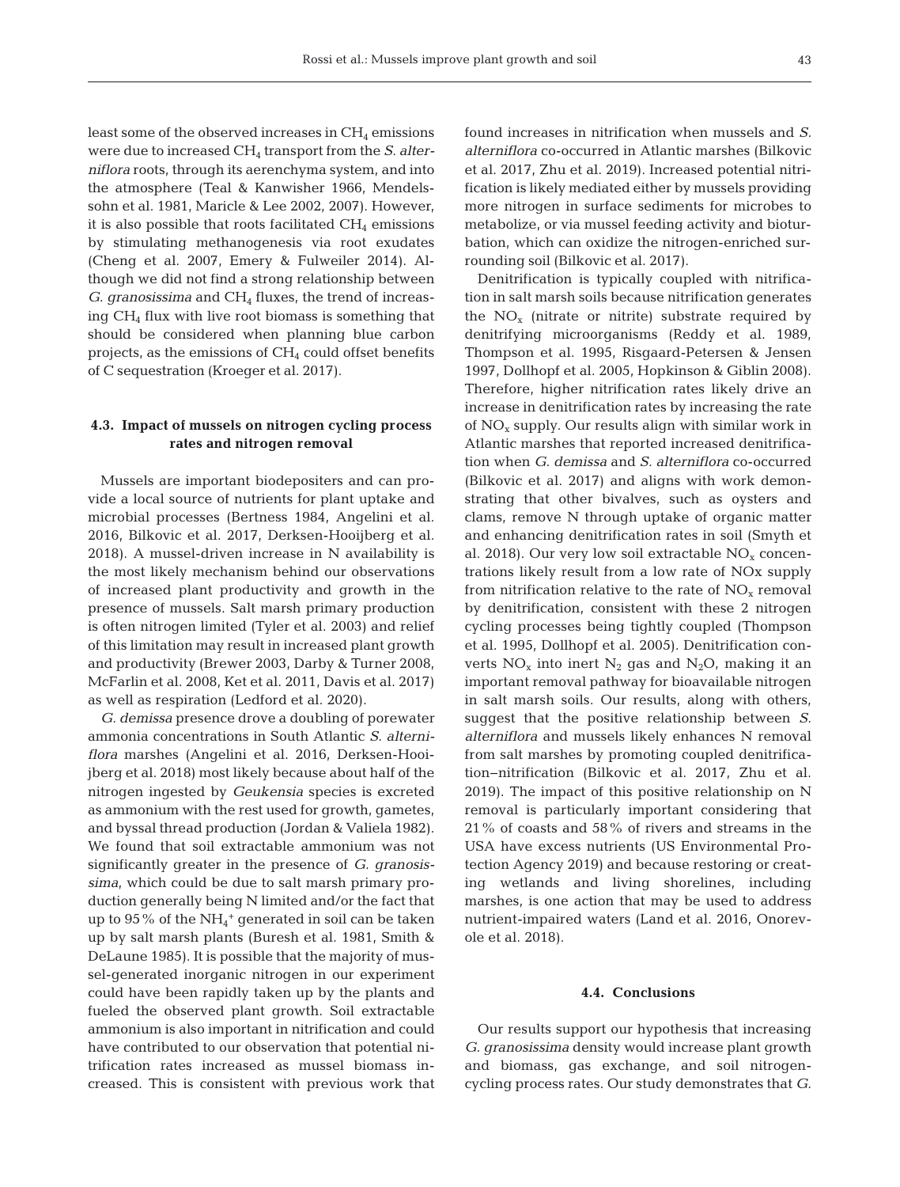least some of the observed increases in $CH_4$ emissions were due to increased $CH_4$ transport from the *S. alterniflora* roots, through its aerenchyma system, and into the atmosphere (Teal & Kanwisher 1966, Mendelssohn et al. 1981, Maricle & Lee 2002, 2007). However, it is also possible that roots facilitated $CH_4$ emissions by stimulating methanogenesis via root exudates (Cheng et al. 2007, Emery & Fulweiler 2014). Although we did not find a strong relationship between *G. granosissima* and $CH_4$ fluxes, the trend of increasing $CH_4$ flux with live root biomass is something that should be considered when planning blue carbon projects, as the emissions of $CH_4$ could offset benefits of C sequestration (Kroeger et al. 2017).

### 4.3. Impact of mussels on nitrogen cycling process rates and nitrogen removal

Mussels are important biodepositers and can provide a local source of nutrients for plant uptake and microbial processes (Bertness 1984, Angelini et al. 2016, Bilkovic et al. 2017, Derksen-Hooijberg et al. 2018). A mussel-driven increase in N availability is the most likely mechanism behind our observations of increased plant productivity and growth in the presence of mussels. Salt marsh primary production is often nitrogen limited (Tyler et al. 2003) and relief of this limitation may result in increased plant growth and productivity (Brewer 2003, Darby & Turner 2008, McFarlin et al. 2008, Ket et al. 2011, Davis et al. 2017) as well as respiration (Ledford et al. 2020).

*G. demissa* presence drove a doubling of porewater ammonia concentrations in South Atlantic *S. alterniflora* marshes (Angelini et al. 2016, Derksen-Hooijberg et al. 2018) most likely because about half of the nitrogen ingested by *Geukensia* species is excreted as ammonium with the rest used for growth, gametes, and byssal thread production (Jordan & Valiela 1982). We found that soil extractable ammonium was not significantly greater in the presence of *G. granosissima*, which could be due to salt marsh primary production generally being N limited and/or the fact that up to 95% of the $NH_4^+$ generated in soil can be taken up by salt marsh plants (Buresh et al. 1981, Smith & DeLaune 1985). It is possible that the majority of mussel-generated inorganic nitrogen in our experiment could have been rapidly taken up by the plants and fueled the observed plant growth. Soil extractable ammonium is also important in nitrification and could have contributed to our observation that potential nitrification rates increased as mussel biomass increased. This is consistent with previous work that found increases in nitrification when mussels and *S. alterniflora* co-occurred in Atlantic marshes (Bilkovic et al. 2017, Zhu et al. 2019). Increased potential nitrification is likely mediated either by mussels providing more nitrogen in surface sediments for microbes to metabolize, or via mussel feeding activity and bioturbation, which can oxidize the nitrogen-enriched surrounding soil (Bilkovic et al. 2017).

Denitrification is typically coupled with nitrification in salt marsh soils because nitrification generates the $NO_x$ (nitrate or nitrite) substrate required by denitrifying microorganisms (Reddy et al. 1989, Thompson et al. 1995, Risgaard-Petersen & Jensen 1997, Dollhopf et al. 2005, Hopkinson & Giblin 2008). Therefore, higher nitrification rates likely drive an increase in denitrification rates by increasing the rate of $NO_x$ supply. Our results align with similar work in Atlantic marshes that reported increased denitrification when *G. demissa* and *S. alterniflora* co-occurred (Bilkovic et al. 2017) and aligns with work demonstrating that other bivalves, such as oysters and clams, remove N through uptake of organic matter and enhancing denitrification rates in soil (Smyth et al. 2018). Our very low soil extractable $NO_x$ concentrations likely result from a low rate of NOx supply from nitrification relative to the rate of $NO_x$ removal by denitrification, consistent with these 2 nitrogen cycling processes being tightly coupled (Thompson et al. 1995, Dollhopf et al. 2005). Denitrification converts $NO_x$ into inert $N_2$ gas and $N_2O$, making it an important removal pathway for bioavailable nitrogen in salt marsh soils. Our results, along with others, suggest that the positive relationship between *S. alterniflora* and mussels likely enhances N removal from salt marshes by promoting coupled denitrification–nitrification (Bilkovic et al. 2017, Zhu et al. 2019). The impact of this positive relationship on N removal is particularly important considering that 21% of coasts and 58% of rivers and streams in the USA have excess nutrients (US Environmental Protection Agency 2019) and because restoring or creating wetlands and living shorelines, including marshes, is one action that may be used to address nutrient-impaired waters (Land et al. 2016, Onorevole et al. 2018).

### 4.4. Conclusions

Our results support our hypothesis that increasing *G. granosissima* density would increase plant growth and biomass, gas exchange, and soil nitrogen-cycling process rates. Our study demonstrates that *G.*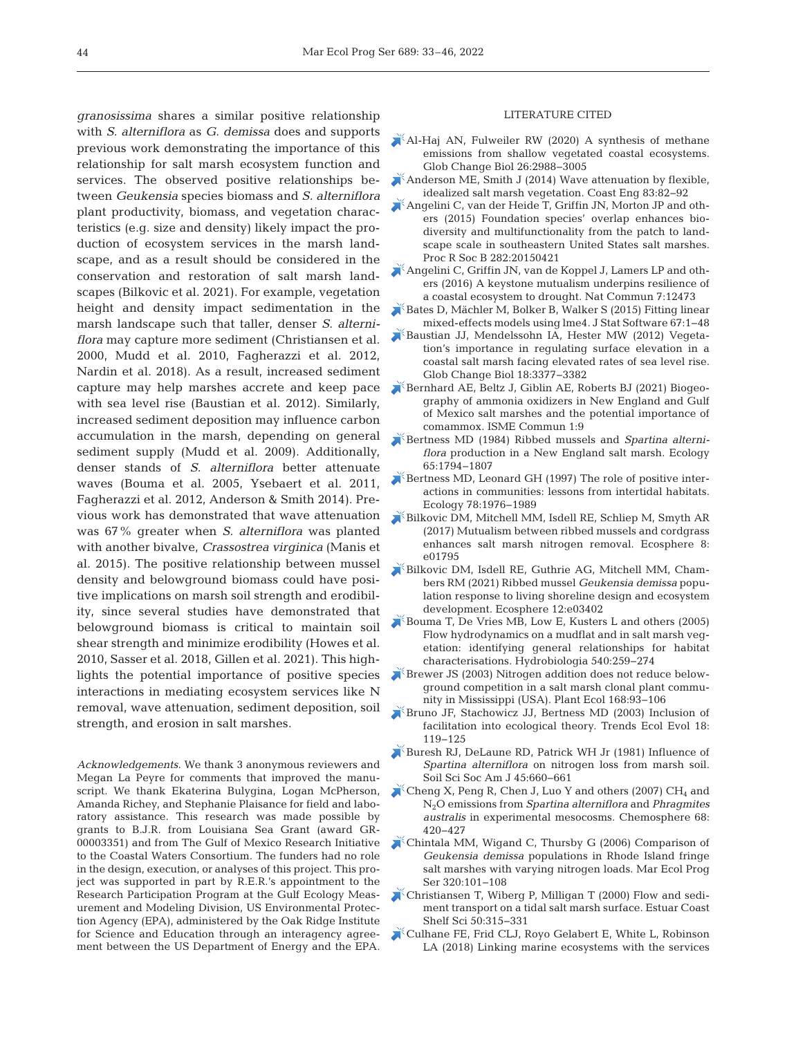*granosissima* shares a similar positive relationship with *S. alterniflora* as *G. demissa* does and supports previous work demonstrating the importance of this relationship for salt marsh ecosystem function and services. The observed positive relationships between *Geukensia* species biomass and *S. alterniflora* plant productivity, biomass, and vegetation characteristics (e.g. size and density) likely impact the production of ecosystem services in the marsh landscape, and as a result should be considered in the conservation and restoration of salt marsh landscapes (Bilkovic et al. 2021). For example, vegetation height and density impact sedimentation in the marsh landscape such that taller, denser *S. alterniflora* may capture more sediment (Christiansen et al. 2000, Mudd et al. 2010, Fagherazzi et al. 2012, Nardin et al. 2018). As a result, increased sediment capture may help marshes accrete and keep pace with sea level rise (Baustian et al. 2012). Similarly, increased sediment deposition may influence carbon accumulation in the marsh, depending on general sediment supply (Mudd et al. 2009). Additionally, denser stands of *S. alterniflora* better attenuate waves (Bouma et al. 2005, Ysebaert et al. 2011, Fagherazzi et al. 2012, Anderson & Smith 2014). Previous work has demonstrated that wave attenuation was 67% greater when *S. alterniflora* was planted with another bivalve, *Crassostrea virginica* (Manis et al. 2015). The positive relationship between mussel density and belowground biomass could have positive implications on marsh soil strength and erodibility, since several studies have demonstrated that belowground biomass is critical to maintain soil shear strength and minimize erodibility (Howes et al. 2010, Sasser et al. 2018, Gillen et al. 2021). This highlights the potential importance of positive species interactions in mediating ecosystem services like N removal, wave attenuation, sediment deposition, soil strength, and erosion in salt marshes.

*Acknowledgements*. We thank 3 anonymous reviewers and Megan La Peyre for comments that improved the manuscript. We thank Ekaterina Bulygina, Logan McPherson, Amanda Richey, and Stephanie Plaisance for field and laboratory assistance. This research was made possible by grants to B.J.R. from Louisiana Sea Grant (award GR-00003351) and from The Gulf of Mexico Research Initiative to the Coastal Waters Consortium. The funders had no role in the design, execution, or analyses of this project. This project was supported in part by R.E.R.'s appointment to the Research Participation Program at the Gulf Ecology Measurement and Modeling Division, US Environmental Protection Agency (EPA), administered by the Oak Ridge Institute for Science and Education through an interagency agreement between the US Department of Energy and the EPA.

## LITERATURE CITED

- Al-Haj AN, Fulweiler RW (2020) A synthesis of methane emissions from shallow vegetated coastal ecosystems. Glob Change Biol 26:2988–3005
- Anderson ME, Smith J (2014) Wave attenuation by flexible, idealized salt marsh vegetation. Coast Eng 83:82–92
- Angelini C, van der Heide T, Griffin JN, Morton JP and others (2015) Foundation species' overlap enhances biodiversity and multifunctionality from the patch to landscape scale in southeastern United States salt marshes. Proc R Soc B 282:20150421
- Angelini C, Griffin JN, van de Koppel J, Lamers LP and others (2016) A keystone mutualism underpins resilience of a coastal ecosystem to drought. Nat Commun 7:12473
- Bates D, Mächler M, Bolker B, Walker S (2015) Fitting linear mixed-effects models using lme4. J Stat Software 67:1–48
- Baustian JJ, Mendelssohn IA, Hester MW (2012) Vegetation's importance in regulating surface elevation in a coastal salt marsh facing elevated rates of sea level rise. Glob Change Biol 18:3377–3382
- Bernhard AE, Beltz J, Giblin AE, Roberts BJ (2021) Biogeography of ammonia oxidizers in New England and Gulf of Mexico salt marshes and the potential importance of comammox. ISME Commun 1:9
- Bertness MD (1984) Ribbed mussels and *Spartina alterniflora* production in a New England salt marsh. Ecology 65:1794–1807
- Bertness MD, Leonard GH (1997) The role of positive interactions in communities: lessons from intertidal habitats. Ecology 78:1976–1989
- Bilkovic DM, Mitchell MM, Isdell RE, Schliep M, Smyth AR (2017) Mutualism between ribbed mussels and cordgrass enhances salt marsh nitrogen removal. Ecosphere 8: e01795
- Bilkovic DM, Isdell RE, Guthrie AG, Mitchell MM, Chambers RM (2021) Ribbed mussel *Geukensia demissa* population response to living shoreline design and ecosystem development. Ecosphere 12:e03402
- Bouma T, De Vries MB, Low E, Kusters L and others (2005) Flow hydrodynamics on a mudflat and in salt marsh vegetation: identifying general relationships for habitat characterisations. Hydrobiologia 540:259–274
- Brewer JS (2003) Nitrogen addition does not reduce belowground competition in a salt marsh clonal plant community in Mississippi (USA). Plant Ecol 168:93–106
- Bruno JF, Stachowicz JJ, Bertness MD (2003) Inclusion of facilitation into ecological theory. Trends Ecol Evol 18: 119–125
- Buresh RJ, DeLaune RD, Patrick WH Jr (1981) Influence of *Spartina alterniflora* on nitrogen loss from marsh soil. Soil Sci Soc Am J 45:660–661
- Cheng X, Peng R, Chen J, Luo Y and others (2007) $CH_4$ and $N_2O$ emissions from *Spartina alterniflora* and *Phragmites australis* in experimental mesocosms. Chemosphere 68: 420–427
- Chintala MM, Wigand C, Thursby G (2006) Comparison of *Geukensia demissa* populations in Rhode Island fringe salt marshes with varying nitrogen loads. Mar Ecol Prog Ser 320:101–108
- Christiansen T, Wiberg P, Milligan T (2000) Flow and sediment transport on a tidal salt marsh surface. Estuar Coast Shelf Sci 50:315–331
- Culhane FE, Frid CLJ, Royo Gelabert E, White L, Robinson LA (2018) Linking marine ecosystems with the services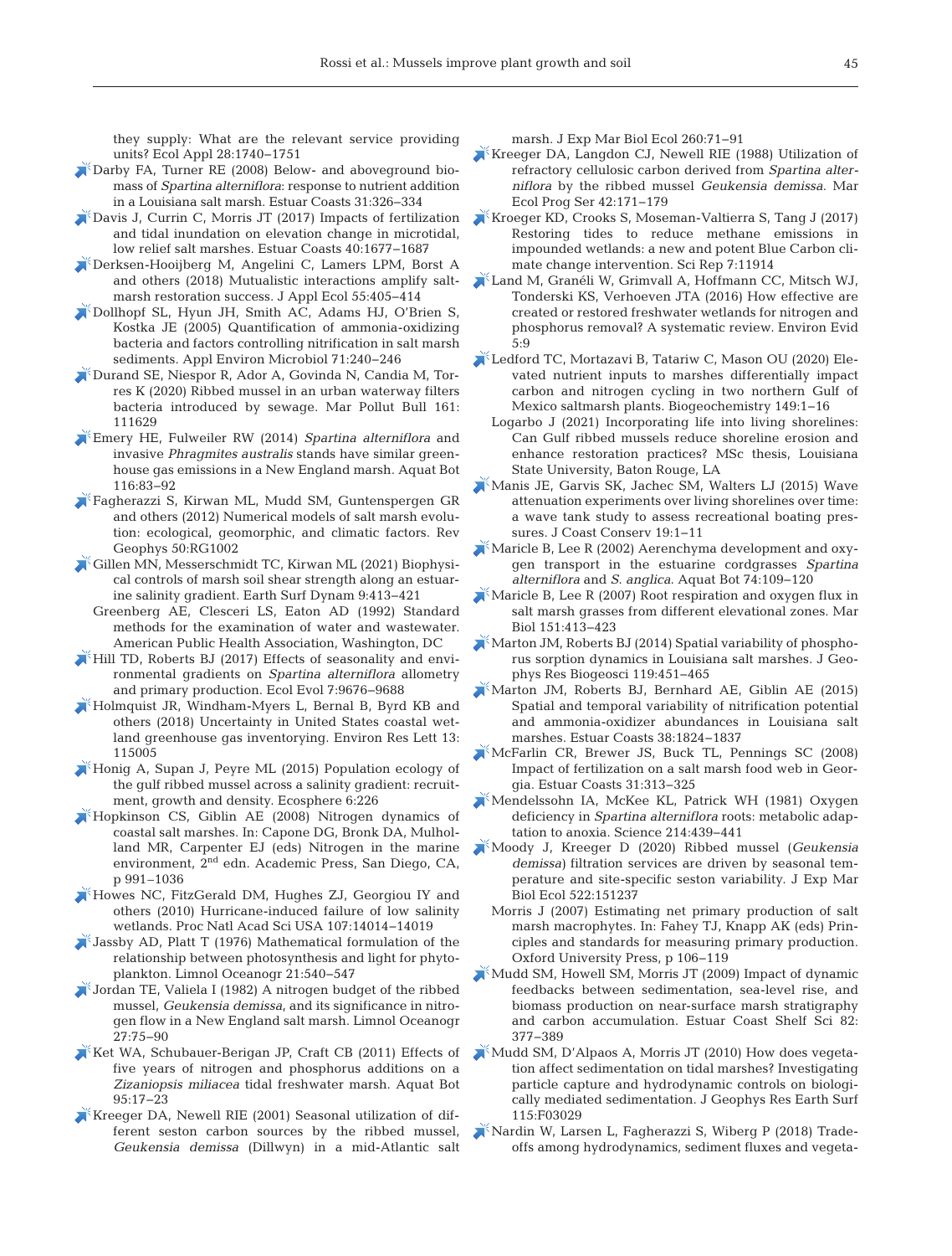they supply: What are the relevant service providing units? Ecol Appl 28:1740–1751

Darby FA, Turner RE (2008) Below- and aboveground biomass of *Spartina alterniflora*: response to nutrient addition in a Louisiana salt marsh. Estuar Coasts 31:326–334

Davis J, Currin C, Morris JT (2017) Impacts of fertilization and tidal inundation on elevation change in microtidal, low relief salt marshes. Estuar Coasts 40:1677–1687

Derksen-Hooijberg M, Angelini C, Lamers LPM, Borst A and others (2018) Mutualistic interactions amplify saltmarsh restoration success. J Appl Ecol 55:405–414

Dollhopf SL, Hyun JH, Smith AC, Adams HJ, O'Brien S, Kostka JE (2005) Quantification of ammonia-oxidizing bacteria and factors controlling nitrification in salt marsh sediments. Appl Environ Microbiol 71:240–246

Durand SE, Niespor R, Ador A, Govinda N, Candia M, Torres K (2020) Ribbed mussel in an urban waterway filters bacteria introduced by sewage. Mar Pollut Bull 161: 111629

Emery HE, Fulweiler RW (2014) *Spartina alterniflora* and invasive *Phragmites australis* stands have similar greenhouse gas emissions in a New England marsh. Aquat Bot 116:83–92

Fagherazzi S, Kirwan ML, Mudd SM, Guntenspergen GR and others (2012) Numerical models of salt marsh evolution: ecological, geomorphic, and climatic factors. Rev Geophys 50:RG1002

Gillen MN, Messerschmidt TC, Kirwan ML (2021) Biophysical controls of marsh soil shear strength along an estuarine salinity gradient. Earth Surf Dynam 9:413–421

Greenberg AE, Clesceri LS, Eaton AD (1992) Standard methods for the examination of water and wastewater. American Public Health Association, Washington, DC

Hill TD, Roberts BJ (2017) Effects of seasonality and environmental gradients on *Spartina alterniflora* allometry and primary production. Ecol Evol 7:9676–9688

Holmquist JR, Windham-Myers L, Bernal B, Byrd KB and others (2018) Uncertainty in United States coastal wetland greenhouse gas inventorying. Environ Res Lett 13: 115005

Honig A, Supan J, Peyre ML (2015) Population ecology of the gulf ribbed mussel across a salinity gradient: recruitment, growth and density. Ecosphere 6:226

Hopkinson CS, Giblin AE (2008) Nitrogen dynamics of coastal salt marshes. In: Capone DG, Bronk DA, Mulholland MR, Carpenter EJ (eds) Nitrogen in the marine environment, 2nd edn. Academic Press, San Diego, CA, p 991–1036

Howes NC, FitzGerald DM, Hughes ZJ, Georgiou IY and others (2010) Hurricane-induced failure of low salinity wetlands. Proc Natl Acad Sci USA 107:14014–14019

Jassby AD, Platt T (1976) Mathematical formulation of the relationship between photosynthesis and light for phytoplankton. Limnol Oceanogr 21:540–547

Jordan TE, Valiela I (1982) A nitrogen budget of the ribbed mussel, *Geukensia demissa*, and its significance in nitrogen flow in a New England salt marsh. Limnol Oceanogr 27:75–90

Ket WA, Schubauer-Berigan JP, Craft CB (2011) Effects of five years of nitrogen and phosphorus additions on a *Zizaniopsis miliacea* tidal freshwater marsh. Aquat Bot 95:17–23

Kreeger DA, Newell RIE (2001) Seasonal utilization of different seston carbon sources by the ribbed mussel, *Geukensia demissa* (Dillwyn) in a mid-Atlantic salt marsh. J Exp Mar Biol Ecol 260:71–91

Kreeger DA, Langdon CJ, Newell RIE (1988) Utilization of refractory cellulosic carbon derived from *Spartina alterniflora* by the ribbed mussel *Geukensia demissa*. Mar Ecol Prog Ser 42:171–179

Kroeger KD, Crooks S, Moseman-Valtierra S, Tang J (2017) Restoring tides to reduce methane emissions in impounded wetlands: a new and potent Blue Carbon climate change intervention. Sci Rep 7:11914

Land M, Granéli W, Grimvall A, Hoffmann CC, Mitsch WJ, Tonderski KS, Verhoeven JTA (2016) How effective are created or restored freshwater wetlands for nitrogen and phosphorus removal? A systematic review. Environ Evid 5:9

Ledford TC, Mortazavi B, Tatariw C, Mason OU (2020) Elevated nutrient inputs to marshes differentially impact carbon and nitrogen cycling in two northern Gulf of Mexico saltmarsh plants. Biogeochemistry 149:1–16

Logarbo J (2021) Incorporating life into living shorelines: Can Gulf ribbed mussels reduce shoreline erosion and enhance restoration practices? MSc thesis, Louisiana State University, Baton Rouge, LA

Manis JE, Garvis SK, Jachec SM, Walters LJ (2015) Wave attenuation experiments over living shorelines over time: a wave tank study to assess recreational boating pressures. J Coast Conserv 19:1–11

Maricle B, Lee R (2002) Aerenchyma development and oxygen transport in the estuarine cordgrasses *Spartina alterniflora* and *S. anglica*. Aquat Bot 74:109–120

Maricle B, Lee R (2007) Root respiration and oxygen flux in salt marsh grasses from different elevational zones. Mar Biol 151:413–423

Marton JM, Roberts BJ (2014) Spatial variability of phosphorus sorption dynamics in Louisiana salt marshes. J Geophys Res Biogeosci 119:451–465

Marton JM, Roberts BJ, Bernhard AE, Giblin AE (2015) Spatial and temporal variability of nitrification potential and ammonia-oxidizer abundances in Louisiana salt marshes. Estuar Coasts 38:1824–1837

McFarlin CR, Brewer JS, Buck TL, Pennings SC (2008) Impact of fertilization on a salt marsh food web in Georgia. Estuar Coasts 31:313–325

Mendelssohn IA, McKee KL, Patrick WH (1981) Oxygen deficiency in *Spartina alterniflora* roots: metabolic adaptation to anoxia. Science 214:439–441

Moody J, Kreeger D (2020) Ribbed mussel (*Geukensia demissa*) filtration services are driven by seasonal temperature and site-specific seston variability. J Exp Mar Biol Ecol 522:151237

Morris J (2007) Estimating net primary production of salt marsh macrophytes. In: Fahey TJ, Knapp AK (eds) Principles and standards for measuring primary production. Oxford University Press, p 106–119

Mudd SM, Howell SM, Morris JT (2009) Impact of dynamic feedbacks between sedimentation, sea-level rise, and biomass production on near-surface marsh stratigraphy and carbon accumulation. Estuar Coast Shelf Sci 82: 377–389

Mudd SM, D'Alpaos A, Morris JT (2010) How does vegetation affect sedimentation on tidal marshes? Investigating particle capture and hydrodynamic controls on biologically mediated sedimentation. J Geophys Res Earth Surf 115:F03029

Nardin W, Larsen L, Fagherazzi S, Wiberg P (2018) Tradeoffs among hydrodynamics, sediment fluxes and vegeta-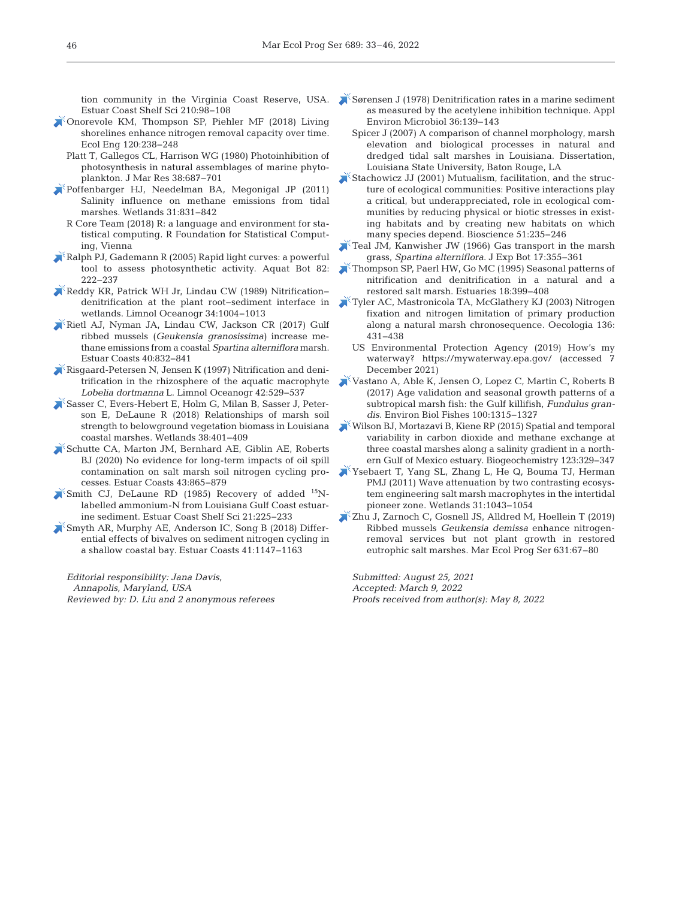tion community in the Virginia Coast Reserve, USA. Estuar Coast Shelf Sci 210:98–108

Onorevole KM, Thompson SP, Piehler MF (2018) Living shorelines enhance nitrogen removal capacity over time. Ecol Eng 120:238–248

Platt T, Gallegos CL, Harrison WG (1980) Photoinhibition of photosynthesis in natural assemblages of marine phytoplankton. J Mar Res 38:687–701

Poffenbarger HJ, Needelman BA, Megonigal JP (2011) Salinity influence on methane emissions from tidal marshes. Wetlands 31:831–842

R Core Team (2018) R: a language and environment for statistical computing. R Foundation for Statistical Computing, Vienna

Ralph PJ, Gademann R (2005) Rapid light curves: a powerful tool to assess photosynthetic activity. Aquat Bot 82: 222–237

Reddy KR, Patrick WH Jr, Lindau CW (1989) Nitrification–denitrification at the plant root–sediment interface in wetlands. Limnol Oceanogr 34:1004–1013

Rietl AJ, Nyman JA, Lindau CW, Jackson CR (2017) Gulf ribbed mussels (*Geukensia granosissima*) increase methane emissions from a coastal *Spartina alterniflora* marsh. Estuar Coasts 40:832–841

Risgaard-Petersen N, Jensen K (1997) Nitrification and denitrification in the rhizosphere of the aquatic macrophyte *Lobelia dortmanna* L. Limnol Oceanogr 42:529–537

Sasser C, Evers-Hebert E, Holm G, Milan B, Sasser J, Peterson E, DeLaune R (2018) Relationships of marsh soil strength to belowground vegetation biomass in Louisiana coastal marshes. Wetlands 38:401–409

Schutte CA, Marton JM, Bernhard AE, Giblin AE, Roberts BJ (2020) No evidence for long-term impacts of oil spill contamination on salt marsh soil nitrogen cycling processes. Estuar Coasts 43:865–879

Smith CJ, DeLaune RD (1985) Recovery of added $^{15}$N-labelled ammonium-N from Louisiana Gulf Coast estuarine sediment. Estuar Coast Shelf Sci 21:225–233

Smyth AR, Murphy AE, Anderson IC, Song B (2018) Differential effects of bivalves on sediment nitrogen cycling in a shallow coastal bay. Estuar Coasts 41:1147–1163

Sørensen J (1978) Denitrification rates in a marine sediment as measured by the acetylene inhibition technique. Appl Environ Microbiol 36:139–143

Spicer J (2007) A comparison of channel morphology, marsh elevation and biological processes in natural and dredged tidal salt marshes in Louisiana. Dissertation, Louisiana State University, Baton Rouge, LA

Stachowicz JJ (2001) Mutualism, facilitation, and the structure of ecological communities: Positive interactions play a critical, but underappreciated, role in ecological communities by reducing physical or biotic stresses in existing habitats and by creating new habitats on which many species depend. Bioscience 51:235–246

Teal JM, Kanwisher JW (1966) Gas transport in the marsh grass, *Spartina alterniflora*. J Exp Bot 17:355–361

Thompson SP, Paerl HW, Go MC (1995) Seasonal patterns of nitrification and denitrification in a natural and a restored salt marsh. Estuaries 18:399–408

Tyler AC, Mastronicola TA, McGlathery KJ (2003) Nitrogen fixation and nitrogen limitation of primary production along a natural marsh chronosequence. Oecologia 136: 431–438

US Environmental Protection Agency (2019) How's my waterway? https://mywaterway.epa.gov/ (accessed 7 December 2021)

Vastano A, Able K, Jensen O, Lopez C, Martin C, Roberts B (2017) Age validation and seasonal growth patterns of a subtropical marsh fish: the Gulf killifish, *Fundulus grandis*. Environ Biol Fishes 100:1315–1327

Wilson BJ, Mortazavi B, Kiene RP (2015) Spatial and temporal variability in carbon dioxide and methane exchange at three coastal marshes along a salinity gradient in a northern Gulf of Mexico estuary. Biogeochemistry 123:329–347

Ysebaert T, Yang SL, Zhang L, He Q, Bouma TJ, Herman PMJ (2011) Wave attenuation by two contrasting ecosystem engineering salt marsh macrophytes in the intertidal pioneer zone. Wetlands 31:1043–1054

Zhu J, Zarnoch C, Gibbs JS, Alldred M, Hoellein T (2019) Ribbed mussels *Geukensia demissa* enhance nitrogen-removal services but not plant growth in restored eutrophic salt marshes. Mar Ecol Prog Ser 631:67–80

*Editorial responsibility: Jana Davis, Annapolis, Maryland, USA*
*Reviewed by: D. Liu and 2 anonymous referees*

*Submitted: August 25, 2021*
*Accepted: March 9, 2022*
*Proofs received from author(s): May 8, 2022*